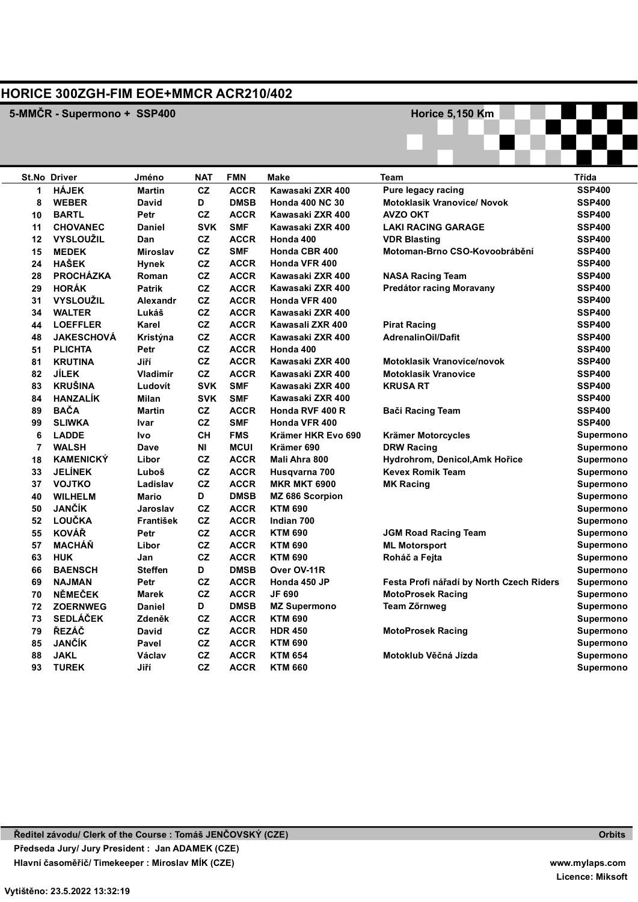# HORICE 300ZGH-FIM EOE+MMCR ACR210/402

## 5-MMČR - Supermono + SSP400

Horice 5,150 Km

| St.No | Driver | Jméno | NAT | FMN | Make | Team | Třída |
|---|---|---|---|---|---|---|---|
| 1 | HÁJEK | Martin | CZ | ACCR | Kawasaki ZXR 400 | Pure legacy racing | SSP400 |
| 8 | WEBER | David | D | DMSB | Honda 400 NC 30 | Motoklasik Vranovice/ Novok | SSP400 |
| 10 | BARTL | Petr | CZ | ACCR | Kawasaki ZXR 400 | AVZO OKT | SSP400 |
| 11 | CHOVANEC | Daniel | SVK | SMF | Kawasaki ZXR 400 | LAKI RACING GARAGE | SSP400 |
| 12 | VYSLOUŽIL | Dan | CZ | ACCR | Honda 400 | VDR Blasting | SSP400 |
| 15 | MEDEK | Miroslav | CZ | SMF | Honda CBR 400 | Motoman-Brno CSO-Kovoobrábění | SSP400 |
| 24 | HAŠEK | Hynek | CZ | ACCR | Honda VFR 400 | | SSP400 |
| 28 | PROCHÁZKA | Roman | CZ | ACCR | Kawasaki ZXR 400 | NASA Racing Team | SSP400 |
| 29 | HORÁK | Patrik | CZ | ACCR | Kawasaki ZXR 400 | Predátor racing Moravany | SSP400 |
| 31 | VYSLOUŽIL | Alexandr | CZ | ACCR | Honda VFR 400 | | SSP400 |
| 34 | WALTER | Lukáš | CZ | ACCR | Kawasaki ZXR 400 | | SSP400 |
| 44 | LOEFFLER | Karel | CZ | ACCR | Kawasali ZXR 400 | Pirat Racing | SSP400 |
| 48 | JAKESCHOVÁ | Kristýna | CZ | ACCR | Kawasaki ZXR 400 | AdrenalinOil/Dafit | SSP400 |
| 51 | PLICHTA | Petr | CZ | ACCR | Honda 400 | | SSP400 |
| 81 | KRUTINA | Jiří | CZ | ACCR | Kawasaki ZXR 400 | Motoklasik Vranovice/novok | SSP400 |
| 82 | JÍLEK | Vladimír | CZ | ACCR | Kawasaki ZXR 400 | Motoklasik Vranovice | SSP400 |
| 83 | KRUŠINA | Ludovít | SVK | SMF | Kawasaki ZXR 400 | KRUSA RT | SSP400 |
| 84 | HANZALÍK | Milan | SVK | SMF | Kawasaki ZXR 400 | | SSP400 |
| 89 | BAČA | Martin | CZ | ACCR | Honda RVF 400 R | Bači Racing Team | SSP400 |
| 99 | SLIWKA | Ivar | CZ | SMF | Honda VFR 400 | | SSP400 |
| 6 | LADDE | Ivo | CH | FMS | Krämer HKR Evo 690 | Krämer Motorcycles | Supermono |
| 7 | WALSH | Dave | NI | MCUI | Krämer 690 | DRW Racing | Supermono |
| 18 | KAMENICKÝ | Libor | CZ | ACCR | Mali Ahra 800 | Hydrohrom, Denicol,Amk Hořice | Supermono |
| 33 | JELÍNEK | Luboš | CZ | ACCR | Husqvarna 700 | Kevex Romik Team | Supermono |
| 37 | VOJTKO | Ladislav | CZ | ACCR | MKR MKT 6900 | MK Racing | Supermono |
| 40 | WILHELM | Mario | D | DMSB | MZ 686 Scorpion | | Supermono |
| 50 | JANČÍK | Jaroslav | CZ | ACCR | KTM 690 | | Supermono |
| 52 | LOUČKA | František | CZ | ACCR | Indian 700 | | Supermono |
| 55 | KOVÁŘ | Petr | CZ | ACCR | KTM 690 | JGM Road Racing Team | Supermono |
| 57 | MACHÁŇ | Libor | CZ | ACCR | KTM 690 | ML Motorsport | Supermono |
| 63 | HUK | Jan | CZ | ACCR | KTM 690 | Roháč a Fejta | Supermono |
| 66 | BAENSCH | Steffen | D | DMSB | Over OV-11R | | Supermono |
| 69 | NAJMAN | Petr | CZ | ACCR | Honda 450 JP | Festa Profi nářadí by North Czech Riders | Supermono |
| 70 | NĚMEČEK | Marek | CZ | ACCR | JF 690 | MotoProsek Racing | Supermono |
| 72 | ZOERNWEG | Daniel | D | DMSB | MZ Supermono | Team Zőrnweg | Supermono |
| 73 | SEDLÁČEK | Zdeněk | CZ | ACCR | KTM 690 | | Supermono |
| 79 | ŘEZÁČ | David | CZ | ACCR | HDR 450 | MotoProsek Racing | Supermono |
| 85 | JANČÍK | Pavel | CZ | ACCR | KTM 690 | | Supermono |
| 88 | JAKL | Václav | CZ | ACCR | KTM 654 | Motoklub Věčná Jízda | Supermono |
| 93 | TUREK | Jiří | CZ | ACCR | KTM 660 | | Supermono |

**Ředitel závodu/ Clerk of the Course : Tomáš JENČOVSKÝ (CZE)**

**Předseda Jury/ Jury President : Jan ADAMEK (CZE)**

**Hlavní časoměřič/ Timekeeper : Miroslav MÍK (CZE)**

**Orbits**

**www.mylaps.com**

**Licence: Miksoft**

**Vytištěno: 23.5.2022 13:32:19**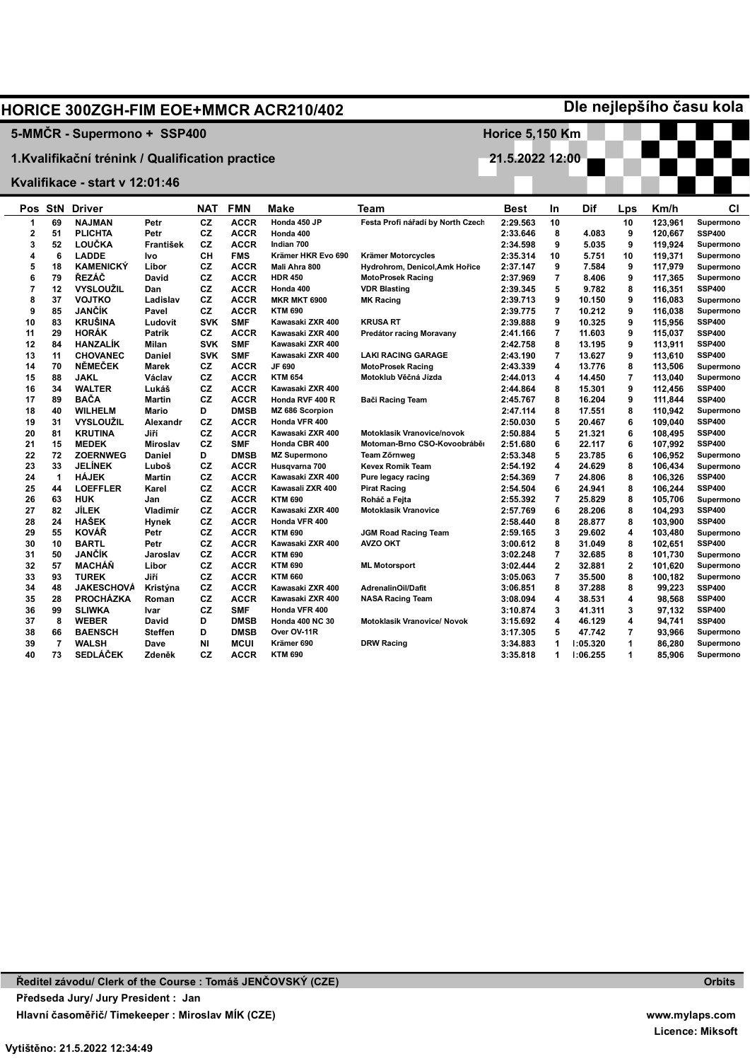# HORICE 300ZGH-FIM EOE+MMCR ACR210/402

**Dle nejlepšího času kola**

**5-MMČR - Supermono + SSP400** — **Horice 5,150 Km**

**1.Kvalifikační trénink / Qualification practice** — **21.5.2022 12:00**

**Kvalifikace - start v 12:01:46**

| Pos | StN | Driver | | NAT | FMN | Make | Team | Best | In | Dif | Lps | Km/h | Cl |
|---|---|---|---|---|---|---|---|---|---|---|---|---|---|
| 1 | 69 | NAJMAN | Petr | CZ | ACCR | Honda 450 JP | Festa Profi nářadí by North Czech | 2:29.563 | 10 | | 10 | 123,961 | Supermono |
| 2 | 51 | PLICHTA | Petr | CZ | ACCR | Honda 400 | | 2:33.646 | 8 | 4.083 | 9 | 120,667 | SSP400 |
| 3 | 52 | LOUČKA | František | CZ | ACCR | Indian 700 | | 2:34.598 | 9 | 5.035 | 9 | 119,924 | Supermono |
| 4 | 6 | LADDE | Ivo | CH | FMS | Krämer HKR Evo 690 | Krämer Motorcycles | 2:35.314 | 10 | 5.751 | 10 | 119,371 | Supermono |
| 5 | 18 | KAMENICKÝ | Libor | CZ | ACCR | Mali Ahra 800 | Hydrohrom, Denicol,Amk Hořice | 2:37.147 | 9 | 7.584 | 9 | 117,979 | Supermono |
| 6 | 79 | ŘEZÁČ | David | CZ | ACCR | HDR 450 | MotoProsek Racing | 2:37.969 | 7 | 8.406 | 9 | 117,365 | Supermono |
| 7 | 12 | VYSLOUŽIL | Dan | CZ | ACCR | Honda 400 | VDR Blasting | 2:39.345 | 5 | 9.782 | 8 | 116,351 | SSP400 |
| 8 | 37 | VOJTKO | Ladislav | CZ | ACCR | MKR MKT 6900 | MK Racing | 2:39.713 | 9 | 10.150 | 9 | 116,083 | Supermono |
| 9 | 85 | JANČÍK | Pavel | CZ | ACCR | KTM 690 | | 2:39.775 | 7 | 10.212 | 9 | 116,038 | Supermono |
| 10 | 83 | KRUŠINA | Ludovít | SVK | SMF | Kawasaki ZXR 400 | KRUSA RT | 2:39.888 | 9 | 10.325 | 9 | 115,956 | SSP400 |
| 11 | 29 | HORÁK | Patrik | CZ | ACCR | Kawasaki ZXR 400 | Predátor racing Moravany | 2:41.166 | 7 | 11.603 | 9 | 115,037 | SSP400 |
| 12 | 84 | HANZALÍK | Milan | SVK | SMF | Kawasaki ZXR 400 | | 2:42.758 | 8 | 13.195 | 9 | 113,911 | SSP400 |
| 13 | 11 | CHOVANEC | Daniel | SVK | SMF | Kawasaki ZXR 400 | LAKI RACING GARAGE | 2:43.190 | 7 | 13.627 | 9 | 113,610 | SSP400 |
| 14 | 70 | NĚMEČEK | Marek | CZ | ACCR | JF 690 | MotoProsek Racing | 2:43.339 | 4 | 13.776 | 8 | 113,506 | Supermono |
| 15 | 88 | JAKL | Václav | CZ | ACCR | KTM 654 | Motoklub Věčná Jízda | 2:44.013 | 4 | 14.450 | 7 | 113,040 | Supermono |
| 16 | 34 | WALTER | Lukáš | CZ | ACCR | Kawasaki ZXR 400 | | 2:44.864 | 8 | 15.301 | 9 | 112,456 | SSP400 |
| 17 | 89 | BAČA | Martin | CZ | ACCR | Honda RVF 400 R | Bači Racing Team | 2:45.767 | 8 | 16.204 | 9 | 111,844 | SSP400 |
| 18 | 40 | WILHELM | Mario | D | DMSB | MZ 686 Scorpion | | 2:47.114 | 8 | 17.551 | 8 | 110,942 | Supermono |
| 19 | 31 | VYSLOUŽIL | Alexandr | CZ | ACCR | Honda VFR 400 | | 2:50.030 | 5 | 20.467 | 6 | 109,040 | SSP400 |
| 20 | 81 | KRUTINA | Jiří | CZ | ACCR | Kawasaki ZXR 400 | Motoklasik Vranovice/novok | 2:50.884 | 5 | 21.321 | 6 | 108,495 | SSP400 |
| 21 | 15 | MEDEK | Miroslav | CZ | SMF | Honda CBR 400 | Motoman-Brno CSO-Kovoobrábě | 2:51.680 | 6 | 22.117 | 6 | 107,992 | SSP400 |
| 22 | 72 | ZOERNWEG | Daniel | D | DMSB | MZ Supermono | Team Zörnweg | 2:53.348 | 5 | 23.785 | 6 | 106,952 | Supermono |
| 23 | 33 | JELÍNEK | Luboš | CZ | ACCR | Husqvarna 700 | Kevex Romik Team | 2:54.192 | 4 | 24.629 | 8 | 106,434 | Supermono |
| 24 | 1 | HÁJEK | Martin | CZ | ACCR | Kawasaki ZXR 400 | Pure legacy racing | 2:54.369 | 7 | 24.806 | 8 | 106,326 | SSP400 |
| 25 | 44 | LOEFFLER | Karel | CZ | ACCR | Kawasali ZXR 400 | Pirat Racing | 2:54.504 | 6 | 24.941 | 8 | 106,244 | SSP400 |
| 26 | 63 | HUK | Jan | CZ | ACCR | KTM 690 | Roháč a Fejta | 2:55.392 | 7 | 25.829 | 8 | 105,706 | Supermono |
| 27 | 82 | JÍLEK | Vladimír | CZ | ACCR | Kawasaki ZXR 400 | Motoklasik Vranovice | 2:57.769 | 6 | 28.206 | 8 | 104,293 | SSP400 |
| 28 | 24 | HAŠEK | Hynek | CZ | ACCR | Honda VFR 400 | | 2:58.440 | 8 | 28.877 | 8 | 103,900 | SSP400 |
| 29 | 55 | KOVÁŘ | Petr | CZ | ACCR | KTM 690 | JGM Road Racing Team | 2:59.165 | 3 | 29.602 | 4 | 103,480 | Supermono |
| 30 | 10 | BARTL | Petr | CZ | ACCR | Kawasaki ZXR 400 | AVZO OKT | 3:00.612 | 8 | 31.049 | 8 | 102,651 | SSP400 |
| 31 | 50 | JANČÍK | Jaroslav | CZ | ACCR | KTM 690 | | 3:02.248 | 7 | 32.685 | 8 | 101,730 | Supermono |
| 32 | 57 | MACHÁŇ | Libor | CZ | ACCR | KTM 690 | ML Motorsport | 3:02.444 | 2 | 32.881 | 2 | 101,620 | Supermono |
| 33 | 93 | TUREK | Jiří | CZ | ACCR | KTM 660 | | 3:05.063 | 7 | 35.500 | 8 | 100,182 | Supermono |
| 34 | 48 | JAKESCHOVÁ | Kristýna | CZ | ACCR | Kawasaki ZXR 400 | AdrenalinOil/Dafit | 3:06.851 | 8 | 37.288 | 8 | 99,223 | SSP400 |
| 35 | 28 | PROCHÁZKA | Roman | CZ | ACCR | Kawasaki ZXR 400 | NASA Racing Team | 3:08.094 | 4 | 38.531 | 4 | 98,568 | SSP400 |
| 36 | 99 | SLIWKA | Ivar | CZ | SMF | Honda VFR 400 | | 3:10.874 | 3 | 41.311 | 3 | 97,132 | SSP400 |
| 37 | 8 | WEBER | David | D | DMSB | Honda 400 NC 30 | Motoklasik Vranovice/ Novok | 3:15.692 | 4 | 46.129 | 4 | 94,741 | SSP400 |
| 38 | 66 | BAENSCH | Steffen | D | DMSB | Over OV-11R | | 3:17.305 | 5 | 47.742 | 7 | 93,966 | Supermono |
| 39 | 7 | WALSH | Dave | NI | MCUI | Krämer 690 | DRW Racing | 3:34.883 | 1 | 1:05.320 | 1 | 86,280 | Supermono |
| 40 | 73 | SEDLÁČEK | Zdeněk | CZ | ACCR | KTM 690 | | 3:35.818 | 1 | 1:06.255 | 1 | 85,906 | Supermono |

**Ředitel závodu/ Clerk of the Course : Tomáš JENČOVSKÝ (CZE)** — **Orbits**

**Předseda Jury/ Jury President : Jan**

**Hlavní časoměřič/ Timekeeper : Miroslav MÍK (CZE)** — **www.mylaps.com**

**Licence: Miksoft**

**Vytištěno: 21.5.2022 12:34:49**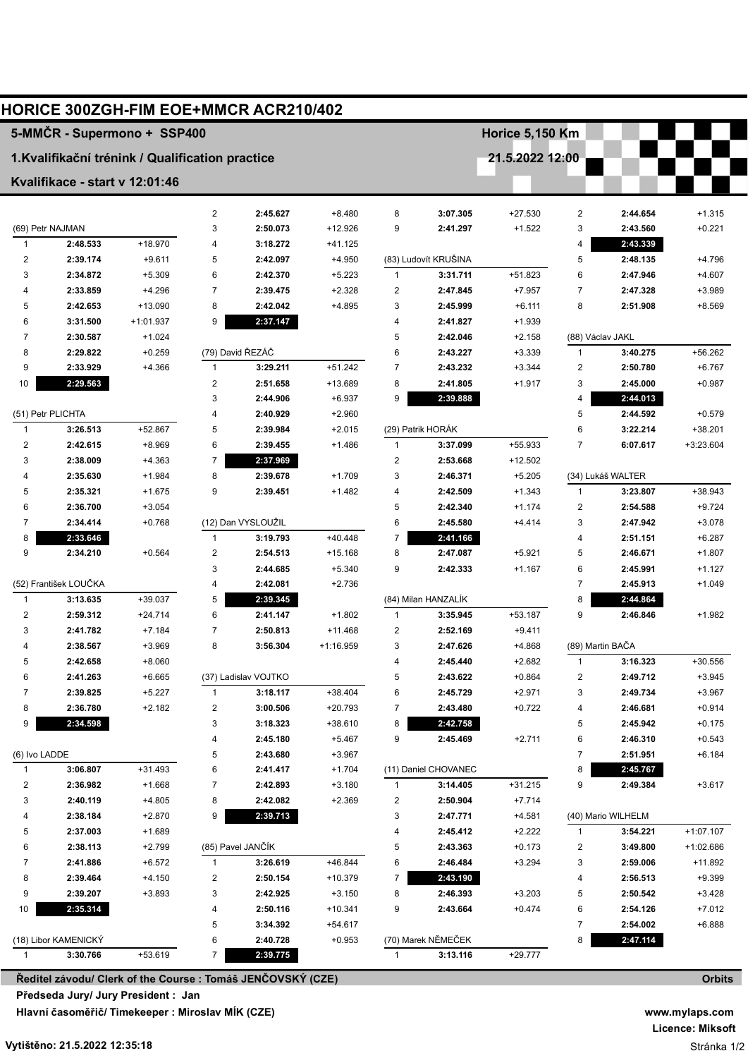# HORICE 300ZGH-FIM EOE+MMCR ACR210/402

## 5-MMČR - Supermono + SSP400

**Horice 5,150 Km**

### 1.Kvalifikační trénink / Qualification practice

**21.5.2022 12:00**

### Kvalifikace - start v 12:01:46

**(69) Petr NAJMAN**

| Lap | Time | Diff |
|---|---|---|
| 1 | 2:48.533 | +18.970 |
| 2 | 2:39.174 | +9.611 |
| 3 | 2:34.872 | +5.309 |
| 4 | 2:33.859 | +4.296 |
| 5 | 2:42.653 | +13.090 |
| 6 | 3:31.500 | +1:01.937 |
| 7 | 2:30.587 | +1.024 |
| 8 | 2:29.822 | +0.259 |
| 9 | 2:33.929 | +4.366 |
| 10 | **2:29.563** | |

**(51) Petr PLICHTA**

| Lap | Time | Diff |
|---|---|---|
| 1 | 3:26.513 | +52.867 |
| 2 | 2:42.615 | +8.969 |
| 3 | 2:38.009 | +4.363 |
| 4 | 2:35.630 | +1.984 |
| 5 | 2:35.321 | +1.675 |
| 6 | 2:36.700 | +3.054 |
| 7 | 2:34.414 | +0.768 |
| 8 | **2:33.646** | |
| 9 | 2:34.210 | +0.564 |

**(52) František LOUČKA**

| Lap | Time | Diff |
|---|---|---|
| 1 | 3:13.635 | +39.037 |
| 2 | 2:59.312 | +24.714 |
| 3 | 2:41.782 | +7.184 |
| 4 | 2:38.567 | +3.969 |
| 5 | 2:42.658 | +8.060 |
| 6 | 2:41.263 | +6.665 |
| 7 | 2:39.825 | +5.227 |
| 8 | 2:36.780 | +2.182 |
| 9 | **2:34.598** | |

**(6) Ivo LADDE**

| Lap | Time | Diff |
|---|---|---|
| 1 | 3:06.807 | +31.493 |
| 2 | 2:36.982 | +1.668 |
| 3 | 2:40.119 | +4.805 |
| 4 | 2:38.184 | +2.870 |
| 5 | 2:37.003 | +1.689 |
| 6 | 2:38.113 | +2.799 |
| 7 | 2:41.886 | +6.572 |
| 8 | 2:39.464 | +4.150 |
| 9 | 2:39.207 | +3.893 |
| 10 | **2:35.314** | |

**(18) Libor KAMENICKÝ**

| Lap | Time | Diff |
|---|---|---|
| 1 | 3:30.766 | +53.619 |
| 2 | 2:45.627 | +8.480 |
| 3 | 2:50.073 | +12.926 |
| 4 | 3:18.272 | +41.125 |
| 5 | 2:42.097 | +4.950 |
| 6 | 2:42.370 | +5.223 |
| 7 | 2:39.475 | +2.328 |
| 8 | 2:42.042 | +4.895 |
| 9 | **2:37.147** | |

**(79) David ŘEZÁČ**

| Lap | Time | Diff |
|---|---|---|
| 1 | 3:29.211 | +51.242 |
| 2 | 2:51.658 | +13.689 |
| 3 | 2:44.906 | +6.937 |
| 4 | 2:40.929 | +2.960 |
| 5 | 2:39.984 | +2.015 |
| 6 | 2:39.455 | +1.486 |
| 7 | **2:37.969** | |
| 8 | 2:39.678 | +1.709 |
| 9 | 2:39.451 | +1.482 |

**(12) Dan VYSLOUŽIL**

| Lap | Time | Diff |
|---|---|---|
| 1 | 3:19.793 | +40.448 |
| 2 | 2:54.513 | +15.168 |
| 3 | 2:44.685 | +5.340 |
| 4 | 2:42.081 | +2.736 |
| 5 | **2:39.345** | |
| 6 | 2:41.147 | +1.802 |
| 7 | 2:50.813 | +11.468 |
| 8 | 3:56.304 | +1:16.959 |

**(37) Ladislav VOJTKO**

| Lap | Time | Diff |
|---|---|---|
| 1 | 3:18.117 | +38.404 |
| 2 | 3:00.506 | +20.793 |
| 3 | 3:18.323 | +38.610 |
| 4 | 2:45.180 | +5.467 |
| 5 | 2:43.680 | +3.967 |
| 6 | 2:41.417 | +1.704 |
| 7 | 2:42.893 | +3.180 |
| 8 | 2:42.082 | +2.369 |
| 9 | **2:39.713** | |

**(85) Pavel JANČÍK**

| Lap | Time | Diff |
|---|---|---|
| 1 | 3:26.619 | +46.844 |
| 2 | 2:50.154 | +10.379 |
| 3 | 2:42.925 | +3.150 |
| 4 | 2:50.116 | +10.341 |
| 5 | 3:34.392 | +54.617 |
| 6 | 2:40.728 | +0.953 |
| 7 | **2:39.775** | |
| 8 | 3:07.305 | +27.530 |
| 9 | 2:41.297 | +1.522 |

**(83) Ludovít KRUŠINA**

| Lap | Time | Diff |
|---|---|---|
| 1 | 3:31.711 | +51.823 |
| 2 | 2:47.845 | +7.957 |
| 3 | 2:45.999 | +6.111 |
| 4 | 2:41.827 | +1.939 |
| 5 | 2:42.046 | +2.158 |
| 6 | 2:43.227 | +3.339 |
| 7 | 2:43.232 | +3.344 |
| 8 | 2:41.805 | +1.917 |
| 9 | **2:39.888** | |

**(29) Patrik HORÁK**

| Lap | Time | Diff |
|---|---|---|
| 1 | 3:37.099 | +55.933 |
| 2 | 2:53.668 | +12.502 |
| 3 | 2:46.371 | +5.205 |
| 4 | 2:42.509 | +1.343 |
| 5 | 2:42.340 | +1.174 |
| 6 | 2:45.580 | +4.414 |
| 7 | **2:41.166** | |
| 8 | 2:47.087 | +5.921 |
| 9 | 2:42.333 | +1.167 |

**(84) Milan HANZALÍK**

| Lap | Time | Diff |
|---|---|---|
| 1 | 3:35.945 | +53.187 |
| 2 | 2:52.169 | +9.411 |
| 3 | 2:47.626 | +4.868 |
| 4 | 2:45.440 | +2.682 |
| 5 | 2:43.622 | +0.864 |
| 6 | 2:45.729 | +2.971 |
| 7 | 2:43.480 | +0.722 |
| 8 | **2:42.758** | |
| 9 | 2:45.469 | +2.711 |

**(11) Daniel CHOVANEC**

| Lap | Time | Diff |
|---|---|---|
| 1 | 3:14.405 | +31.215 |
| 2 | 2:50.904 | +7.714 |
| 3 | 2:47.771 | +4.581 |
| 4 | 2:45.412 | +2.222 |
| 5 | 2:43.363 | +0.173 |
| 6 | 2:46.484 | +3.294 |
| 7 | **2:43.190** | |
| 8 | 2:46.393 | +3.203 |
| 9 | 2:43.664 | +0.474 |

**(70) Marek NĚMEČEK**

| Lap | Time | Diff |
|---|---|---|
| 1 | 3:13.116 | +29.777 |
| 2 | 2:44.654 | +1.315 |
| 3 | 2:43.560 | +0.221 |
| 4 | **2:43.339** | |
| 5 | 2:48.135 | +4.796 |
| 6 | 2:47.946 | +4.607 |
| 7 | 2:47.328 | +3.989 |
| 8 | 2:51.908 | +8.569 |

**(88) Václav JAKL**

| Lap | Time | Diff |
|---|---|---|
| 1 | 3:40.275 | +56.262 |
| 2 | 2:50.780 | +6.767 |
| 3 | 2:45.000 | +0.987 |
| 4 | **2:44.013** | |
| 5 | 2:44.592 | +0.579 |
| 6 | 3:22.214 | +38.201 |
| 7 | 6:07.617 | +3:23.604 |

**(34) Lukáš WALTER**

| Lap | Time | Diff |
|---|---|---|
| 1 | 3:23.807 | +38.943 |
| 2 | 2:54.588 | +9.724 |
| 3 | 2:47.942 | +3.078 |
| 4 | 2:51.151 | +6.287 |
| 5 | 2:46.671 | +1.807 |
| 6 | 2:45.991 | +1.127 |
| 7 | 2:45.913 | +1.049 |
| 8 | **2:44.864** | |
| 9 | 2:46.846 | +1.982 |

**(89) Martin BAČA**

| Lap | Time | Diff |
|---|---|---|
| 1 | 3:16.323 | +30.556 |
| 2 | 2:49.712 | +3.945 |
| 3 | 2:49.734 | +3.967 |
| 4 | 2:46.681 | +0.914 |
| 5 | 2:45.942 | +0.175 |
| 6 | 2:46.310 | +0.543 |
| 7 | 2:51.951 | +6.184 |
| 8 | **2:45.767** | |
| 9 | 2:49.384 | +3.617 |

**(40) Mario WILHELM**

| Lap | Time | Diff |
|---|---|---|
| 1 | 3:54.221 | +1:07.107 |
| 2 | 3:49.800 | +1:02.686 |
| 3 | 2:59.006 | +11.892 |
| 4 | 2:56.513 | +9.399 |
| 5 | 2:50.542 | +3.428 |
| 6 | 2:54.126 | +7.012 |
| 7 | 2:54.002 | +6.888 |
| 8 | **2:47.114** | |

**Ředitel závodu/ Clerk of the Course : Tomáš JENČOVSKÝ (CZE)**

**Předseda Jury/ Jury President : Jan**

**Hlavní časoměřič/ Timekeeper : Miroslav MÍK (CZE)**

**Orbits**

**www.mylaps.com**

**Licence: Miksoft**

**Vytištěno: 21.5.2022 12:35:18**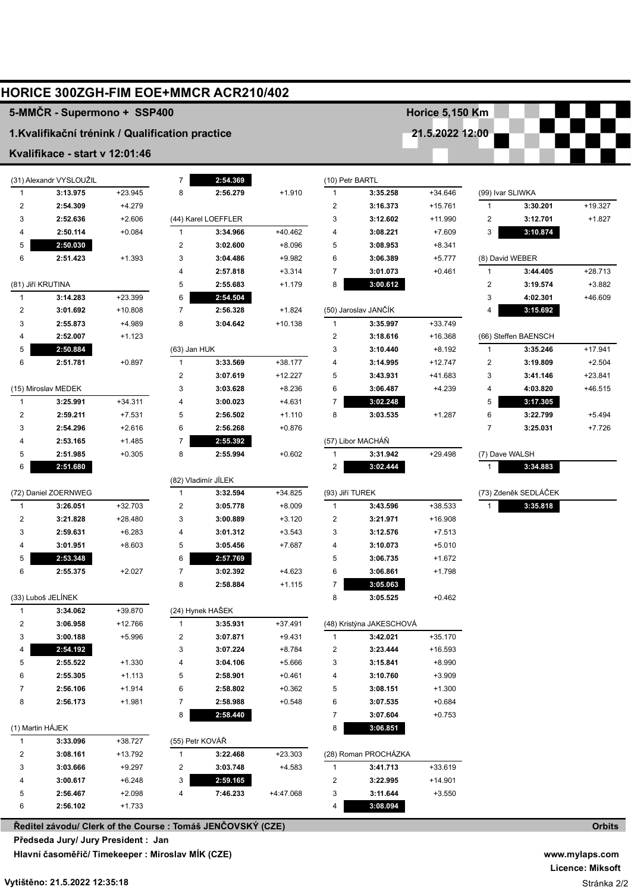# HORICE 300ZGH-FIM EOE+MMCR ACR210/402

## 5-MMČR - Supermono + SSP400

**Horice 5,150 Km**

### 1.Kvalifikační trénink / Qualification practice

**21.5.2022 12:00**

### Kvalifikace - start v 12:01:46

**(31) Alexandr VYSLOUŽIL**

| Lap | Time | Diff |
|---|---|---|
| 1 | 3:13.975 | +23.945 |
| 2 | 2:54.309 | +4.279 |
| 3 | 2:52.636 | +2.606 |
| 4 | 2:50.114 | +0.084 |
| 5 | **2:50.030** | |
| 6 | 2:51.423 | +1.393 |

**(81) Jiří KRUTINA**

| Lap | Time | Diff |
|---|---|---|
| 1 | 3:14.283 | +23.399 |
| 2 | 3:01.692 | +10.808 |
| 3 | 2:55.873 | +4.989 |
| 4 | 2:52.007 | +1.123 |
| 5 | **2:50.884** | |
| 6 | 2:51.781 | +0.897 |

**(15) Miroslav MEDEK**

| Lap | Time | Diff |
|---|---|---|
| 1 | 3:25.991 | +34.311 |
| 2 | 2:59.211 | +7.531 |
| 3 | 2:54.296 | +2.616 |
| 4 | 2:53.165 | +1.485 |
| 5 | 2:51.985 | +0.305 |
| 6 | **2:51.680** | |

**(72) Daniel ZOERNWEG**

| Lap | Time | Diff |
|---|---|---|
| 1 | 3:26.051 | +32.703 |
| 2 | 3:21.828 | +28.480 |
| 3 | 2:59.631 | +6.283 |
| 4 | 3:01.951 | +8.603 |
| 5 | **2:53.348** | |
| 6 | 2:55.375 | +2.027 |

**(33) Luboš JELÍNEK**

| Lap | Time | Diff |
|---|---|---|
| 1 | 3:34.062 | +39.870 |
| 2 | 3:06.958 | +12.766 |
| 3 | 3:00.188 | +5.996 |
| 4 | **2:54.192** | |
| 5 | 2:55.522 | +1.330 |
| 6 | 2:55.305 | +1.113 |
| 7 | 2:56.106 | +1.914 |
| 8 | 2:56.173 | +1.981 |

**(1) Martin HÁJEK**

| Lap | Time | Diff |
|---|---|---|
| 1 | 3:33.096 | +38.727 |
| 2 | 3:08.161 | +13.792 |
| 3 | 3:03.666 | +9.297 |
| 4 | 3:00.617 | +6.248 |
| 5 | 2:56.467 | +2.098 |
| 6 | 2:56.102 | +1.733 |
| 7 | **2:54.369** | |
| 8 | 2:56.279 | +1.910 |

**(44) Karel LOEFFLER**

| Lap | Time | Diff |
|---|---|---|
| 1 | 3:34.966 | +40.462 |
| 2 | 3:02.600 | +8.096 |
| 3 | 3:04.486 | +9.982 |
| 4 | 2:57.818 | +3.314 |
| 5 | 2:55.683 | +1.179 |
| 6 | **2:54.504** | |
| 7 | 2:56.328 | +1.824 |
| 8 | 3:04.642 | +10.138 |

**(63) Jan HUK**

| Lap | Time | Diff |
|---|---|---|
| 1 | 3:33.569 | +38.177 |
| 2 | 3:07.619 | +12.227 |
| 3 | 3:03.628 | +8.236 |
| 4 | 3:00.023 | +4.631 |
| 5 | 2:56.502 | +1.110 |
| 6 | 2:56.268 | +0.876 |
| 7 | **2:55.392** | |
| 8 | 2:55.994 | +0.602 |

**(82) Vladimír JÍLEK**

| Lap | Time | Diff |
|---|---|---|
| 1 | 3:32.594 | +34.825 |
| 2 | 3:05.778 | +8.009 |
| 3 | 3:00.889 | +3.120 |
| 4 | 3:01.312 | +3.543 |
| 5 | 3:05.456 | +7.687 |
| 6 | **2:57.769** | |
| 7 | 3:02.392 | +4.623 |
| 8 | 2:58.884 | +1.115 |

**(24) Hynek HAŠEK**

| Lap | Time | Diff |
|---|---|---|
| 1 | 3:35.931 | +37.491 |
| 2 | 3:07.871 | +9.431 |
| 3 | 3:07.224 | +8.784 |
| 4 | 3:04.106 | +5.666 |
| 5 | 2:58.901 | +0.461 |
| 6 | 2:58.802 | +0.362 |
| 7 | 2:58.988 | +0.548 |
| 8 | **2:58.440** | |

**(55) Petr KOVÁŘ**

| Lap | Time | Diff |
|---|---|---|
| 1 | 3:22.468 | +23.303 |
| 2 | 3:03.748 | +4.583 |
| 3 | **2:59.165** | |
| 4 | 7:46.233 | +4:47.068 |

**(10) Petr BARTL**

| Lap | Time | Diff |
|---|---|---|
| 1 | 3:35.258 | +34.646 |
| 2 | 3:16.373 | +15.761 |
| 3 | 3:12.602 | +11.990 |
| 4 | 3:08.221 | +7.609 |
| 5 | 3:08.953 | +8.341 |
| 6 | 3:06.389 | +5.777 |
| 7 | 3:01.073 | +0.461 |
| 8 | **3:00.612** | |

**(50) Jaroslav JANČÍK**

| Lap | Time | Diff |
|---|---|---|
| 1 | 3:35.997 | +33.749 |
| 2 | 3:18.616 | +16.368 |
| 3 | 3:10.440 | +8.192 |
| 4 | 3:14.995 | +12.747 |
| 5 | 3:43.931 | +41.683 |
| 6 | 3:06.487 | +4.239 |
| 7 | **3:02.248** | |
| 8 | 3:03.535 | +1.287 |

**(57) Libor MACHÁŇ**

| Lap | Time | Diff |
|---|---|---|
| 1 | 3:31.942 | +29.498 |
| 2 | **3:02.444** | |

**(93) Jiří TUREK**

| Lap | Time | Diff |
|---|---|---|
| 1 | 3:43.596 | +38.533 |
| 2 | 3:21.971 | +16.908 |
| 3 | 3:12.576 | +7.513 |
| 4 | 3:10.073 | +5.010 |
| 5 | 3:06.735 | +1.672 |
| 6 | 3:06.861 | +1.798 |
| 7 | **3:05.063** | |
| 8 | 3:05.525 | +0.462 |

**(48) Kristýna JAKESCHOVÁ**

| Lap | Time | Diff |
|---|---|---|
| 1 | 3:42.021 | +35.170 |
| 2 | 3:23.444 | +16.593 |
| 3 | 3:15.841 | +8.990 |
| 4 | 3:10.760 | +3.909 |
| 5 | 3:08.151 | +1.300 |
| 6 | 3:07.535 | +0.684 |
| 7 | 3:07.604 | +0.753 |
| 8 | **3:06.851** | |

**(28) Roman PROCHÁZKA**

| Lap | Time | Diff |
|---|---|---|
| 1 | 3:41.713 | +33.619 |
| 2 | 3:22.995 | +14.901 |
| 3 | 3:11.644 | +3.550 |
| 4 | **3:08.094** | |

**(99) Ivar SLIWKA**

| Lap | Time | Diff |
|---|---|---|
| 1 | 3:30.201 | +19.327 |
| 2 | 3:12.701 | +1.827 |
| 3 | **3:10.874** | |

**(8) David WEBER**

| Lap | Time | Diff |
|---|---|---|
| 1 | 3:44.405 | +28.713 |
| 2 | 3:19.574 | +3.882 |
| 3 | 4:02.301 | +46.609 |
| 4 | **3:15.692** | |

**(66) Steffen BAENSCH**

| Lap | Time | Diff |
|---|---|---|
| 1 | 3:35.246 | +17.941 |
| 2 | 3:19.809 | +2.504 |
| 3 | 3:41.146 | +23.841 |
| 4 | 4:03.820 | +46.515 |
| 5 | **3:17.305** | |
| 6 | 3:22.799 | +5.494 |
| 7 | 3:25.031 | +7.726 |

**(7) Dave WALSH**

| Lap | Time | Diff |
|---|---|---|
| 1 | **3:34.883** | |

**(73) Zdeněk SEDLÁČEK**

| Lap | Time | Diff |
|---|---|---|
| 1 | **3:35.818** | |

**Ředitel závodu/ Clerk of the Course : Tomáš JENČOVSKÝ (CZE)**

**Předseda Jury/ Jury President : Jan**

**Hlavní časoměřič/ Timekeeper : Miroslav MÍK (CZE)**

**Orbits**

**www.mylaps.com**

**Licence: Miksoft**

**Vytištěno: 21.5.2022 12:35:18**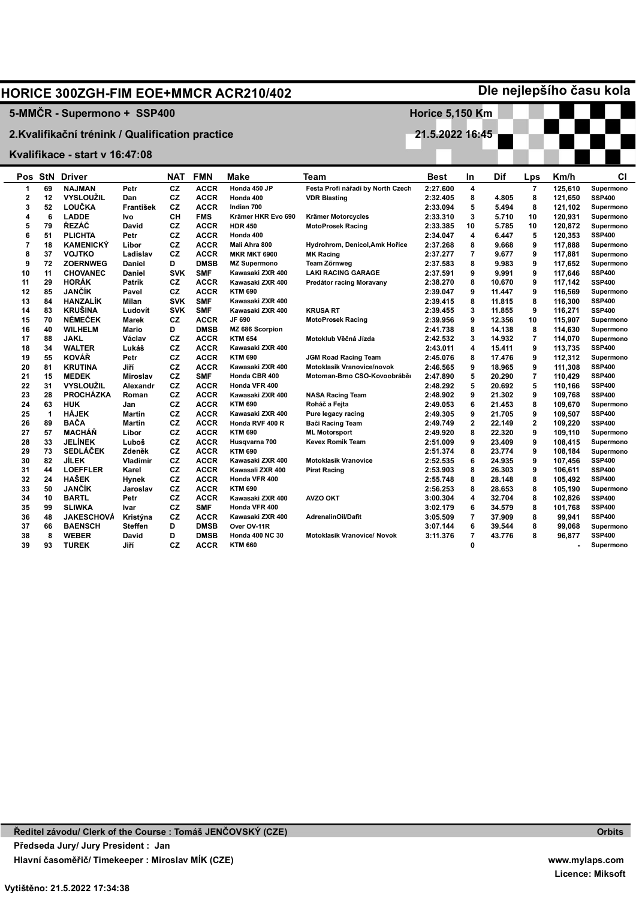# HORICE 300ZGH-FIM EOE+MMCR ACR210/402

**Dle nejlepšího času kola**

## 5-MMČR - Supermono + SSP400

**Horice 5,150 Km**

## 2.Kvalifikační trénink / Qualification practice

**21.5.2022 16:45**

### Kvalifikace - start v 16:47:08

| Pos | StN | Driver | | NAT | FMN | Make | Team | Best | In | Dif | Lps | Km/h | Cl |
|---|---|---|---|---|---|---|---|---|---|---|---|---|---|
| 1 | 69 | NAJMAN | Petr | CZ | ACCR | Honda 450 JP | Festa Profi nářadí by North Czech | 2:27.600 | 4 | | 7 | 125,610 | Supermono |
| 2 | 12 | VYSLOUŽIL | Dan | CZ | ACCR | Honda 400 | VDR Blasting | 2:32.405 | 8 | 4.805 | 8 | 121,650 | SSP400 |
| 3 | 52 | LOUČKA | František | CZ | ACCR | Indian 700 | | 2:33.094 | 5 | 5.494 | 8 | 121,102 | Supermono |
| 4 | 6 | LADDE | Ivo | CH | FMS | Krämer HKR Evo 690 | Krämer Motorcycles | 2:33.310 | 3 | 5.710 | 10 | 120,931 | Supermono |
| 5 | 79 | ŘEZÁČ | David | CZ | ACCR | HDR 450 | MotoProsek Racing | 2:33.385 | 10 | 5.785 | 10 | 120,872 | Supermono |
| 6 | 51 | PLICHTA | Petr | CZ | ACCR | Honda 400 | | 2:34.047 | 4 | 6.447 | 5 | 120,353 | SSP400 |
| 7 | 18 | KAMENICKÝ | Libor | CZ | ACCR | Mali Ahra 800 | Hydrohrom, Denicol,Amk Hořice | 2:37.268 | 8 | 9.668 | 9 | 117,888 | Supermono |
| 8 | 37 | VOJTKO | Ladislav | CZ | ACCR | MKR MKT 6900 | MK Racing | 2:37.277 | 7 | 9.677 | 9 | 117,881 | Supermono |
| 9 | 72 | ZOERNWEG | Daniel | D | DMSB | MZ Supermono | Team Zörnweg | 2:37.583 | 8 | 9.983 | 9 | 117,652 | Supermono |
| 10 | 11 | CHOVANEC | Daniel | SVK | SMF | Kawasaki ZXR 400 | LAKI RACING GARAGE | 2:37.591 | 9 | 9.991 | 9 | 117,646 | SSP400 |
| 11 | 29 | HORÁK | Patrik | CZ | ACCR | Kawasaki ZXR 400 | Predátor racing Moravany | 2:38.270 | 8 | 10.670 | 9 | 117,142 | SSP400 |
| 12 | 85 | JANČÍK | Pavel | CZ | ACCR | KTM 690 | | 2:39.047 | 9 | 11.447 | 9 | 116,569 | Supermono |
| 13 | 84 | HANZALÍK | Milan | SVK | SMF | Kawasaki ZXR 400 | | 2:39.415 | 8 | 11.815 | 8 | 116,300 | SSP400 |
| 14 | 83 | KRUŠINA | Ludovít | SVK | SMF | Kawasaki ZXR 400 | KRUSA RT | 2:39.455 | 3 | 11.855 | 9 | 116,271 | SSP400 |
| 15 | 70 | NĚMEČEK | Marek | CZ | ACCR | JF 690 | MotoProsek Racing | 2:39.956 | 9 | 12.356 | 10 | 115,907 | Supermono |
| 16 | 40 | WILHELM | Mario | D | DMSB | MZ 686 Scorpion | | 2:41.738 | 8 | 14.138 | 8 | 114,630 | Supermono |
| 17 | 88 | JAKL | Václav | CZ | ACCR | KTM 654 | Motoklub Věčná Jízda | 2:42.532 | 3 | 14.932 | 7 | 114,070 | Supermono |
| 18 | 34 | WALTER | Lukáš | CZ | ACCR | Kawasaki ZXR 400 | | 2:43.011 | 4 | 15.411 | 9 | 113,735 | SSP400 |
| 19 | 55 | KOVÁŘ | Petr | CZ | ACCR | KTM 690 | JGM Road Racing Team | 2:45.076 | 8 | 17.476 | 9 | 112,312 | Supermono |
| 20 | 81 | KRUTINA | Jiří | CZ | ACCR | Kawasaki ZXR 400 | Motoklasik Vranovice/novok | 2:46.565 | 9 | 18.965 | 9 | 111,308 | SSP400 |
| 21 | 15 | MEDEK | Miroslav | CZ | SMF | Honda CBR 400 | Motoman-Brno CSO-Kovoobrábě | 2:47.890 | 5 | 20.290 | 7 | 110,429 | SSP400 |
| 22 | 31 | VYSLOUŽIL | Alexandr | CZ | ACCR | Honda VFR 400 | | 2:48.292 | 5 | 20.692 | 5 | 110,166 | SSP400 |
| 23 | 28 | PROCHÁZKA | Roman | CZ | ACCR | Kawasaki ZXR 400 | NASA Racing Team | 2:48.902 | 9 | 21.302 | 9 | 109,768 | SSP400 |
| 24 | 63 | HUK | Jan | CZ | ACCR | KTM 690 | Roháč a Fejta | 2:49.053 | 6 | 21.453 | 8 | 109,670 | Supermono |
| 25 | 1 | HÁJEK | Martin | CZ | ACCR | Kawasaki ZXR 400 | Pure legacy racing | 2:49.305 | 9 | 21.705 | 9 | 109,507 | SSP400 |
| 26 | 89 | BAČA | Martin | CZ | ACCR | Honda RVF 400 R | Bači Racing Team | 2:49.749 | 2 | 22.149 | 2 | 109,220 | SSP400 |
| 27 | 57 | MACHÁŇ | Libor | CZ | ACCR | KTM 690 | ML Motorsport | 2:49.920 | 8 | 22.320 | 9 | 109,110 | Supermono |
| 28 | 33 | JELÍNEK | Luboš | CZ | ACCR | Husqvarna 700 | Kevex Romik Team | 2:51.009 | 9 | 23.409 | 9 | 108,415 | Supermono |
| 29 | 73 | SEDLÁČEK | Zdeněk | CZ | ACCR | KTM 690 | | 2:51.374 | 8 | 23.774 | 9 | 108,184 | Supermono |
| 30 | 82 | JÍLEK | Vladimír | CZ | ACCR | Kawasaki ZXR 400 | Motoklasik Vranovice | 2:52.535 | 6 | 24.935 | 9 | 107,456 | SSP400 |
| 31 | 44 | LOEFFLER | Karel | CZ | ACCR | Kawasali ZXR 400 | Pirat Racing | 2:53.903 | 8 | 26.303 | 8 | 106,611 | SSP400 |
| 32 | 24 | HAŠEK | Hynek | CZ | ACCR | Honda VFR 400 | | 2:55.748 | 8 | 28.148 | 8 | 105,492 | SSP400 |
| 33 | 50 | JANČÍK | Jaroslav | CZ | ACCR | KTM 690 | | 2:56.253 | 8 | 28.653 | 8 | 105,190 | Supermono |
| 34 | 10 | BARTL | Petr | CZ | ACCR | Kawasaki ZXR 400 | AVZO OKT | 3:00.304 | 4 | 32.704 | 8 | 102,826 | SSP400 |
| 35 | 99 | SLIWKA | Ivar | CZ | SMF | Honda VFR 400 | | 3:02.179 | 6 | 34.579 | 8 | 101,768 | SSP400 |
| 36 | 48 | JAKESCHOVÁ | Kristýna | CZ | ACCR | Kawasaki ZXR 400 | AdrenalinOil/Dafit | 3:05.509 | 7 | 37.909 | 8 | 99,941 | SSP400 |
| 37 | 66 | BAENSCH | Steffen | D | DMSB | Over OV-11R | | 3:07.144 | 6 | 39.544 | 8 | 99,068 | Supermono |
| 38 | 8 | WEBER | David | D | DMSB | Honda 400 NC 30 | Motoklasik Vranovice/ Novok | 3:11.376 | 7 | 43.776 | 8 | 96,877 | SSP400 |
| 39 | 93 | TUREK | Jiří | CZ | ACCR | KTM 660 | | | 0 | | | - | Supermono |

**Ředitel závodu/ Clerk of the Course : Tomáš JENČOVSKÝ (CZE)** **Orbits**

**Předseda Jury/ Jury President : Jan**

**Hlavní časoměřič/ Timekeeper : Miroslav MÍK (CZE)** **www.mylaps.com**

**Licence: Miksoft**

**Vytištěno: 21.5.2022 17:34:38**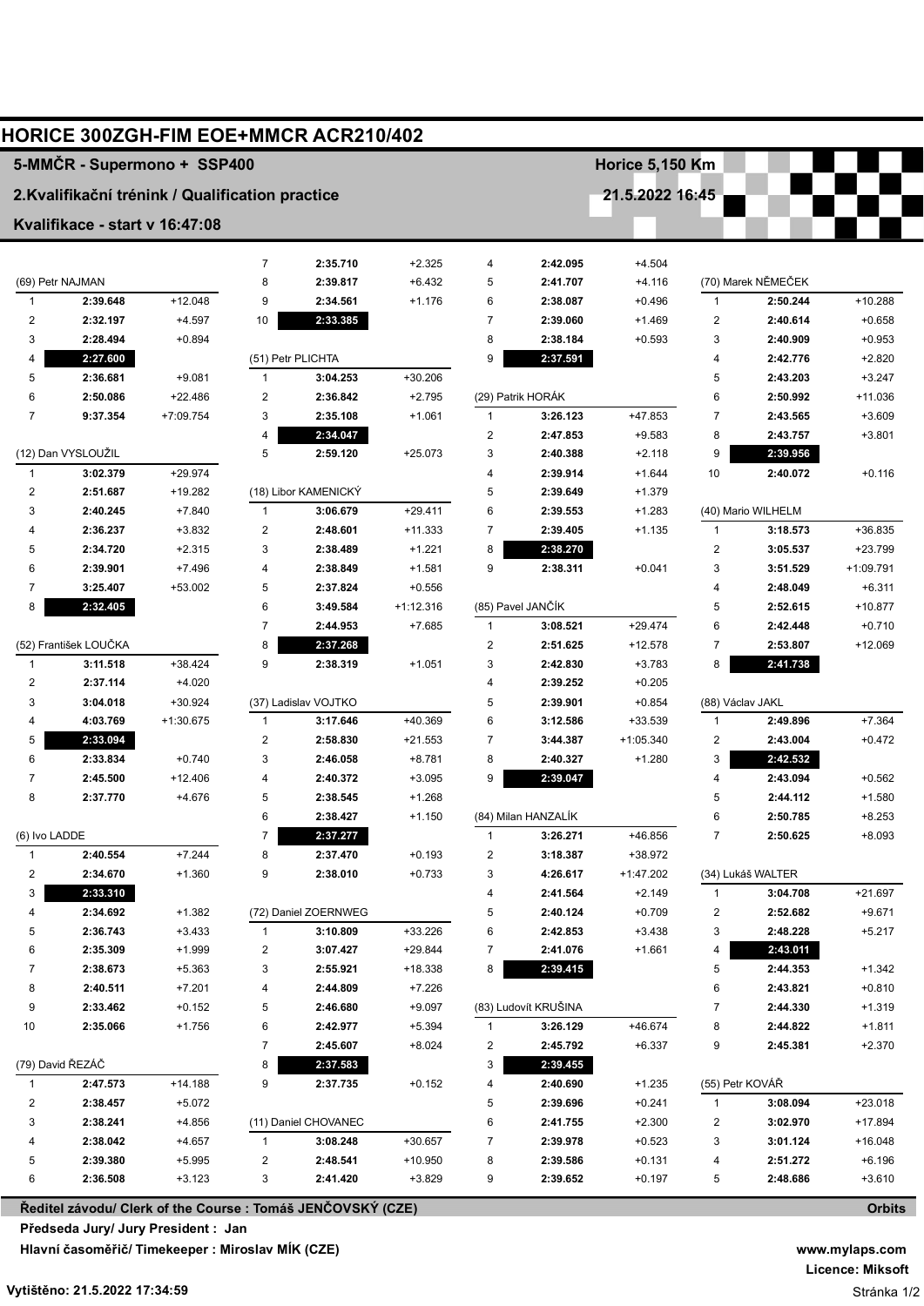# HORICE 300ZGH-FIM EOE+MMCR ACR210/402

## 5-MMČR - Supermono + SSP400

**Horice 5,150 Km**

**2.Kvalifikační trénink / Qualification practice**

**21.5.2022 16:45**

**Kvalifikace - start v 16:47:08**

### (69) Petr NAJMAN

| Lap | Time | Diff |
|---|---|---|
| 1 | 2:39.648 | +12.048 |
| 2 | 2:32.197 | +4.597 |
| 3 | 2:28.494 | +0.894 |
| 4 | **2:27.600** | |
| 5 | 2:36.681 | +9.081 |
| 6 | 2:50.086 | +22.486 |
| 7 | 9:37.354 | +7:09.754 |

### (12) Dan VYSLOUŽIL

| Lap | Time | Diff |
|---|---|---|
| 1 | 3:02.379 | +29.974 |
| 2 | 2:51.687 | +19.282 |
| 3 | 2:40.245 | +7.840 |
| 4 | 2:36.237 | +3.832 |
| 5 | 2:34.720 | +2.315 |
| 6 | 2:39.901 | +7.496 |
| 7 | 3:25.407 | +53.002 |
| 8 | **2:32.405** | |

### (52) František LOUČKA

| Lap | Time | Diff |
|---|---|---|
| 1 | 3:11.518 | +38.424 |
| 2 | 2:37.114 | +4.020 |
| 3 | 3:04.018 | +30.924 |
| 4 | 4:03.769 | +1:30.675 |
| 5 | **2:33.094** | |
| 6 | 2:33.834 | +0.740 |
| 7 | 2:45.500 | +12.406 |
| 8 | 2:37.770 | +4.676 |

### (6) Ivo LADDE

| Lap | Time | Diff |
|---|---|---|
| 1 | 2:40.554 | +7.244 |
| 2 | 2:34.670 | +1.360 |
| 3 | **2:33.310** | |
| 4 | 2:34.692 | +1.382 |
| 5 | 2:36.743 | +3.433 |
| 6 | 2:35.309 | +1.999 |
| 7 | 2:38.673 | +5.363 |
| 8 | 2:40.511 | +7.201 |
| 9 | 2:33.462 | +0.152 |
| 10 | 2:35.066 | +1.756 |

### (79) David ŘEZÁČ

| Lap | Time | Diff |
|---|---|---|
| 1 | 2:47.573 | +14.188 |
| 2 | 2:38.457 | +5.072 |
| 3 | 2:38.241 | +4.856 |
| 4 | 2:38.042 | +4.657 |
| 5 | 2:39.380 | +5.995 |
| 6 | 2:36.508 | +3.123 |
| 7 | 2:35.710 | +2.325 |
| 8 | 2:39.817 | +6.432 |
| 9 | 2:34.561 | +1.176 |
| 10 | **2:33.385** | |

### (51) Petr PLICHTA

| Lap | Time | Diff |
|---|---|---|
| 1 | 3:04.253 | +30.206 |
| 2 | 2:36.842 | +2.795 |
| 3 | 2:35.108 | +1.061 |
| 4 | **2:34.047** | |
| 5 | 2:59.120 | +25.073 |

### (18) Libor KAMENICKÝ

| Lap | Time | Diff |
|---|---|---|
| 1 | 3:06.679 | +29.411 |
| 2 | 2:48.601 | +11.333 |
| 3 | 2:38.489 | +1.221 |
| 4 | 2:38.849 | +1.581 |
| 5 | 2:37.824 | +0.556 |
| 6 | 3:49.584 | +1:12.316 |
| 7 | 2:44.953 | +7.685 |
| 8 | **2:37.268** | |
| 9 | 2:38.319 | +1.051 |

### (37) Ladislav VOJTKO

| Lap | Time | Diff |
|---|---|---|
| 1 | 3:17.646 | +40.369 |
| 2 | 2:58.830 | +21.553 |
| 3 | 2:46.058 | +8.781 |
| 4 | 2:40.372 | +3.095 |
| 5 | 2:38.545 | +1.268 |
| 6 | 2:38.427 | +1.150 |
| 7 | **2:37.277** | |
| 8 | 2:37.470 | +0.193 |
| 9 | 2:38.010 | +0.733 |

### (72) Daniel ZOERNWEG

| Lap | Time | Diff |
|---|---|---|
| 1 | 3:10.809 | +33.226 |
| 2 | 3:07.427 | +29.844 |
| 3 | 2:55.921 | +18.338 |
| 4 | 2:44.809 | +7.226 |
| 5 | 2:46.680 | +9.097 |
| 6 | 2:42.977 | +5.394 |
| 7 | 2:45.607 | +8.024 |
| 8 | **2:37.583** | |
| 9 | 2:37.735 | +0.152 |

### (11) Daniel CHOVANEC

| Lap | Time | Diff |
|---|---|---|
| 1 | 3:08.248 | +30.657 |
| 2 | 2:48.541 | +10.950 |
| 3 | 2:41.420 | +3.829 |
| 4 | 2:42.095 | +4.504 |
| 5 | 2:41.707 | +4.116 |
| 6 | 2:38.087 | +0.496 |
| 7 | 2:39.060 | +1.469 |
| 8 | 2:38.184 | +0.593 |
| 9 | **2:37.591** | |

### (29) Patrik HORÁK

| Lap | Time | Diff |
|---|---|---|
| 1 | 3:26.123 | +47.853 |
| 2 | 2:47.853 | +9.583 |
| 3 | 2:40.388 | +2.118 |
| 4 | 2:39.914 | +1.644 |
| 5 | 2:39.649 | +1.379 |
| 6 | 2:39.553 | +1.283 |
| 7 | 2:39.405 | +1.135 |
| 8 | **2:38.270** | |
| 9 | 2:38.311 | +0.041 |

### (85) Pavel JANČÍK

| Lap | Time | Diff |
|---|---|---|
| 1 | 3:08.521 | +29.474 |
| 2 | 2:51.625 | +12.578 |
| 3 | 2:42.830 | +3.783 |
| 4 | 2:39.252 | +0.205 |
| 5 | 2:39.901 | +0.854 |
| 6 | 3:12.586 | +33.539 |
| 7 | 3:44.387 | +1:05.340 |
| 8 | 2:40.327 | +1.280 |
| 9 | **2:39.047** | |

### (84) Milan HANZALÍK

| Lap | Time | Diff |
|---|---|---|
| 1 | 3:26.271 | +46.856 |
| 2 | 3:18.387 | +38.972 |
| 3 | 4:26.617 | +1:47.202 |
| 4 | 2:41.564 | +2.149 |
| 5 | 2:40.124 | +0.709 |
| 6 | 2:42.853 | +3.438 |
| 7 | 2:41.076 | +1.661 |
| 8 | **2:39.415** | |

### (83) Ludovít KRUŠINA

| Lap | Time | Diff |
|---|---|---|
| 1 | 3:26.129 | +46.674 |
| 2 | 2:45.792 | +6.337 |
| 3 | **2:39.455** | |
| 4 | 2:40.690 | +1.235 |
| 5 | 2:39.696 | +0.241 |
| 6 | 2:41.755 | +2.300 |
| 7 | 2:39.978 | +0.523 |
| 8 | 2:39.586 | +0.131 |
| 9 | 2:39.652 | +0.197 |

### (70) Marek NĚMEČEK

| Lap | Time | Diff |
|---|---|---|
| 1 | 2:50.244 | +10.288 |
| 2 | 2:40.614 | +0.658 |
| 3 | 2:40.909 | +0.953 |
| 4 | 2:42.776 | +2.820 |
| 5 | 2:43.203 | +3.247 |
| 6 | 2:50.992 | +11.036 |
| 7 | 2:43.565 | +3.609 |
| 8 | 2:43.757 | +3.801 |
| 9 | **2:39.956** | |
| 10 | 2:40.072 | +0.116 |

### (40) Mario WILHELM

| Lap | Time | Diff |
|---|---|---|
| 1 | 3:18.573 | +36.835 |
| 2 | 3:05.537 | +23.799 |
| 3 | 3:51.529 | +1:09.791 |
| 4 | 2:48.049 | +6.311 |
| 5 | 2:52.615 | +10.877 |
| 6 | 2:42.448 | +0.710 |
| 7 | 2:53.807 | +12.069 |
| 8 | **2:41.738** | |

### (88) Václav JAKL

| Lap | Time | Diff |
|---|---|---|
| 1 | 2:49.896 | +7.364 |
| 2 | 2:43.004 | +0.472 |
| 3 | **2:42.532** | |
| 4 | 2:43.094 | +0.562 |
| 5 | 2:44.112 | +1.580 |
| 6 | 2:50.785 | +8.253 |
| 7 | 2:50.625 | +8.093 |

### (34) Lukáš WALTER

| Lap | Time | Diff |
|---|---|---|
| 1 | 3:04.708 | +21.697 |
| 2 | 2:52.682 | +9.671 |
| 3 | 2:48.228 | +5.217 |
| 4 | **2:43.011** | |
| 5 | 2:44.353 | +1.342 |
| 6 | 2:43.821 | +0.810 |
| 7 | 2:44.330 | +1.319 |
| 8 | 2:44.822 | +1.811 |
| 9 | 2:45.381 | +2.370 |

### (55) Petr KOVÁŘ

| Lap | Time | Diff |
|---|---|---|
| 1 | 3:08.094 | +23.018 |
| 2 | 3:02.970 | +17.894 |
| 3 | 3:01.124 | +16.048 |
| 4 | 2:51.272 | +6.196 |
| 5 | 2:48.686 | +3.610 |

**Ředitel závodu/ Clerk of the Course : Tomáš JENČOVSKÝ (CZE)** — **Orbits**

**Předseda Jury/ Jury President : Jan**

**Hlavní časoměřič/ Timekeeper : Miroslav MÍK (CZE)**

**www.mylaps.com**
**Licence: Miksoft**

Vytištěno: 21.5.2022 17:34:59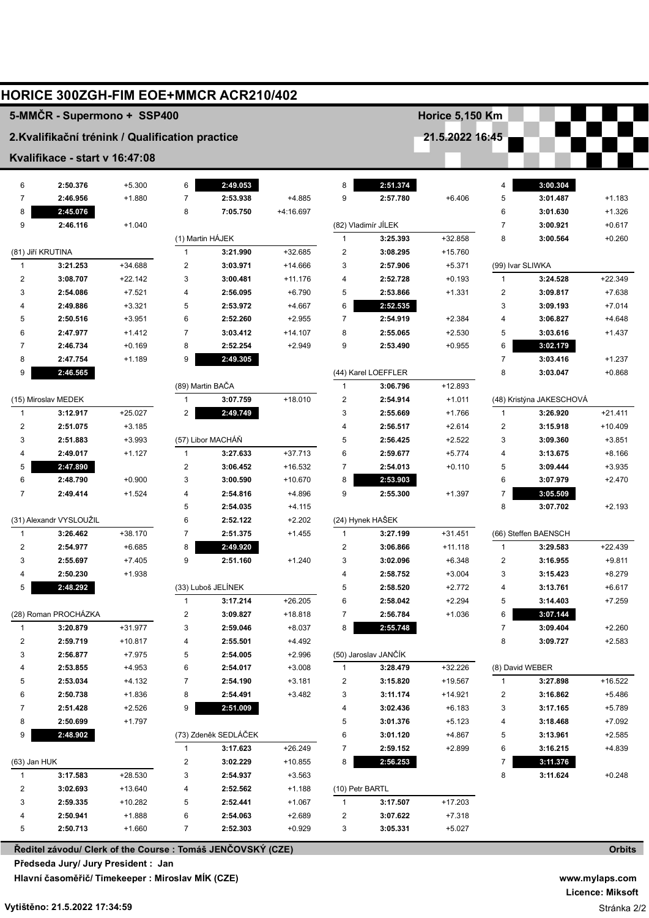# HORICE 300ZGH-FIM EOE+MMCR ACR210/402

## 5-MMČR - Supermono + SSP400

**Horice 5,150 Km**

**2.Kvalifikační trénink / Qualification practice**

**21.5.2022 16:45**

**Kvalifikace - start v 16:47:08**

| Lap | Time | Diff |
|---|---|---|
| 6 | 2:50.376 | +5.300 |
| 7 | 2:46.956 | +1.880 |
| 8 | **2:45.076** | |
| 9 | 2:46.116 | +1.040 |

(81) Jiří KRUTINA

| Lap | Time | Diff |
|---|---|---|
| 1 | 3:21.253 | +34.688 |
| 2 | 3:08.707 | +22.142 |
| 3 | 2:54.086 | +7.521 |
| 4 | 2:49.886 | +3.321 |
| 5 | 2:50.516 | +3.951 |
| 6 | 2:47.977 | +1.412 |
| 7 | 2:46.734 | +0.169 |
| 8 | 2:47.754 | +1.189 |
| 9 | **2:46.565** | |

(15) Miroslav MEDEK

| Lap | Time | Diff |
|---|---|---|
| 1 | 3:12.917 | +25.027 |
| 2 | 2:51.075 | +3.185 |
| 3 | 2:51.883 | +3.993 |
| 4 | 2:49.017 | +1.127 |
| 5 | **2:47.890** | |
| 6 | 2:48.790 | +0.900 |
| 7 | 2:49.414 | +1.524 |

(31) Alexandr VYSLOUŽIL

| Lap | Time | Diff |
|---|---|---|
| 1 | 3:26.462 | +38.170 |
| 2 | 2:54.977 | +6.685 |
| 3 | 2:55.697 | +7.405 |
| 4 | 2:50.230 | +1.938 |
| 5 | **2:48.292** | |

(28) Roman PROCHÁZKA

| Lap | Time | Diff |
|---|---|---|
| 1 | 3:20.879 | +31.977 |
| 2 | 2:59.719 | +10.817 |
| 3 | 2:56.877 | +7.975 |
| 4 | 2:53.855 | +4.953 |
| 5 | 2:53.034 | +4.132 |
| 6 | 2:50.738 | +1.836 |
| 7 | 2:51.428 | +2.526 |
| 8 | 2:50.699 | +1.797 |
| 9 | **2:48.902** | |

(63) Jan HUK

| Lap | Time | Diff |
|---|---|---|
| 1 | 3:17.583 | +28.530 |
| 2 | 3:02.693 | +13.640 |
| 3 | 2:59.335 | +10.282 |
| 4 | 2:50.941 | +1.888 |
| 5 | 2:50.713 | +1.660 |
| 6 | **2:49.053** | |
| 7 | 2:53.938 | +4.885 |
| 8 | 7:05.750 | +4:16.697 |

(1) Martin HÁJEK

| Lap | Time | Diff |
|---|---|---|
| 1 | 3:21.990 | +32.685 |
| 2 | 3:03.971 | +14.666 |
| 3 | 3:00.481 | +11.176 |
| 4 | 2:56.095 | +6.790 |
| 5 | 2:53.972 | +4.667 |
| 6 | 2:52.260 | +2.955 |
| 7 | 3:03.412 | +14.107 |
| 8 | 2:52.254 | +2.949 |
| 9 | **2:49.305** | |

(89) Martin BAČA

| Lap | Time | Diff |
|---|---|---|
| 1 | 3:07.759 | +18.010 |
| 2 | **2:49.749** | |

(57) Libor MACHÁŇ

| Lap | Time | Diff |
|---|---|---|
| 1 | 3:27.633 | +37.713 |
| 2 | 3:06.452 | +16.532 |
| 3 | 3:00.590 | +10.670 |
| 4 | 2:54.816 | +4.896 |
| 5 | 2:54.035 | +4.115 |
| 6 | 2:52.122 | +2.202 |
| 7 | 2:51.375 | +1.455 |
| 8 | **2:49.920** | |
| 9 | 2:51.160 | +1.240 |

(33) Luboš JELÍNEK

| Lap | Time | Diff |
|---|---|---|
| 1 | 3:17.214 | +26.205 |
| 2 | 3:09.827 | +18.818 |
| 3 | 2:59.046 | +8.037 |
| 4 | 2:55.501 | +4.492 |
| 5 | 2:54.005 | +2.996 |
| 6 | 2:54.017 | +3.008 |
| 7 | 2:54.190 | +3.181 |
| 8 | 2:54.491 | +3.482 |
| 9 | **2:51.009** | |

(73) Zdeněk SEDLÁČEK

| Lap | Time | Diff |
|---|---|---|
| 1 | 3:17.623 | +26.249 |
| 2 | 3:02.229 | +10.855 |
| 3 | 2:54.937 | +3.563 |
| 4 | 2:52.562 | +1.188 |
| 5 | 2:52.441 | +1.067 |
| 6 | 2:54.063 | +2.689 |
| 7 | 2:52.303 | +0.929 |
| 8 | **2:51.374** | |
| 9 | 2:57.780 | +6.406 |

(82) Vladimír JÍLEK

| Lap | Time | Diff |
|---|---|---|
| 1 | 3:25.393 | +32.858 |
| 2 | 3:08.295 | +15.760 |
| 3 | 2:57.906 | +5.371 |
| 4 | 2:52.728 | +0.193 |
| 5 | 2:53.866 | +1.331 |
| 6 | **2:52.535** | |
| 7 | 2:54.919 | +2.384 |
| 8 | 2:55.065 | +2.530 |
| 9 | 2:53.490 | +0.955 |

(44) Karel LOEFFLER

| Lap | Time | Diff |
|---|---|---|
| 1 | 3:06.796 | +12.893 |
| 2 | 2:54.914 | +1.011 |
| 3 | 2:55.669 | +1.766 |
| 4 | 2:56.517 | +2.614 |
| 5 | 2:56.425 | +2.522 |
| 6 | 2:59.677 | +5.774 |
| 7 | 2:54.013 | +0.110 |
| 8 | **2:53.903** | |
| 9 | 2:55.300 | +1.397 |

(24) Hynek HAŠEK

| Lap | Time | Diff |
|---|---|---|
| 1 | 3:27.199 | +31.451 |
| 2 | 3:06.866 | +11.118 |
| 3 | 3:02.096 | +6.348 |
| 4 | 2:58.752 | +3.004 |
| 5 | 2:58.520 | +2.772 |
| 6 | 2:58.042 | +2.294 |
| 7 | 2:56.784 | +1.036 |
| 8 | **2:55.748** | |

(50) Jaroslav JANČÍK

| Lap | Time | Diff |
|---|---|---|
| 1 | 3:28.479 | +32.226 |
| 2 | 3:15.820 | +19.567 |
| 3 | 3:11.174 | +14.921 |
| 4 | 3:02.436 | +6.183 |
| 5 | 3:01.376 | +5.123 |
| 6 | 3:01.120 | +4.867 |
| 7 | 2:59.152 | +2.899 |
| 8 | **2:56.253** | |

(10) Petr BARTL

| Lap | Time | Diff |
|---|---|---|
| 1 | 3:17.507 | +17.203 |
| 2 | 3:07.622 | +7.318 |
| 3 | 3:05.331 | +5.027 |
| 4 | **3:00.304** | |
| 5 | 3:01.487 | +1.183 |
| 6 | 3:01.630 | +1.326 |
| 7 | 3:00.921 | +0.617 |
| 8 | 3:00.564 | +0.260 |

(99) Ivar SLIWKA

| Lap | Time | Diff |
|---|---|---|
| 1 | 3:24.528 | +22.349 |
| 2 | 3:09.817 | +7.638 |
| 3 | 3:09.193 | +7.014 |
| 4 | 3:06.827 | +4.648 |
| 5 | 3:03.616 | +1.437 |
| 6 | **3:02.179** | |
| 7 | 3:03.416 | +1.237 |
| 8 | 3:03.047 | +0.868 |

(48) Kristýna JAKESCHOVÁ

| Lap | Time | Diff |
|---|---|---|
| 1 | 3:26.920 | +21.411 |
| 2 | 3:15.918 | +10.409 |
| 3 | 3:09.360 | +3.851 |
| 4 | 3:13.675 | +8.166 |
| 5 | 3:09.444 | +3.935 |
| 6 | 3:07.979 | +2.470 |
| 7 | **3:05.509** | |
| 8 | 3:07.702 | +2.193 |

(66) Steffen BAENSCH

| Lap | Time | Diff |
|---|---|---|
| 1 | 3:29.583 | +22.439 |
| 2 | 3:16.955 | +9.811 |
| 3 | 3:15.423 | +8.279 |
| 4 | 3:13.761 | +6.617 |
| 5 | 3:14.403 | +7.259 |
| 6 | **3:07.144** | |
| 7 | 3:09.404 | +2.260 |
| 8 | 3:09.727 | +2.583 |

(8) David WEBER

| Lap | Time | Diff |
|---|---|---|
| 1 | 3:27.898 | +16.522 |
| 2 | 3:16.862 | +5.486 |
| 3 | 3:17.165 | +5.789 |
| 4 | 3:18.468 | +7.092 |
| 5 | 3:13.961 | +2.585 |
| 6 | 3:16.215 | +4.839 |
| 7 | **3:11.376** | |
| 8 | 3:11.624 | +0.248 |

**Ředitel závodu/ Clerk of the Course : Tomáš JENČOVSKÝ (CZE)**

**Orbits**

**Předseda Jury/ Jury President : Jan**

**Hlavní časoměřič/ Timekeeper : Miroslav MÍK (CZE)**

**www.mylaps.com**

**Licence: Miksoft**

**Vytištěno: 21.5.2022 17:34:59**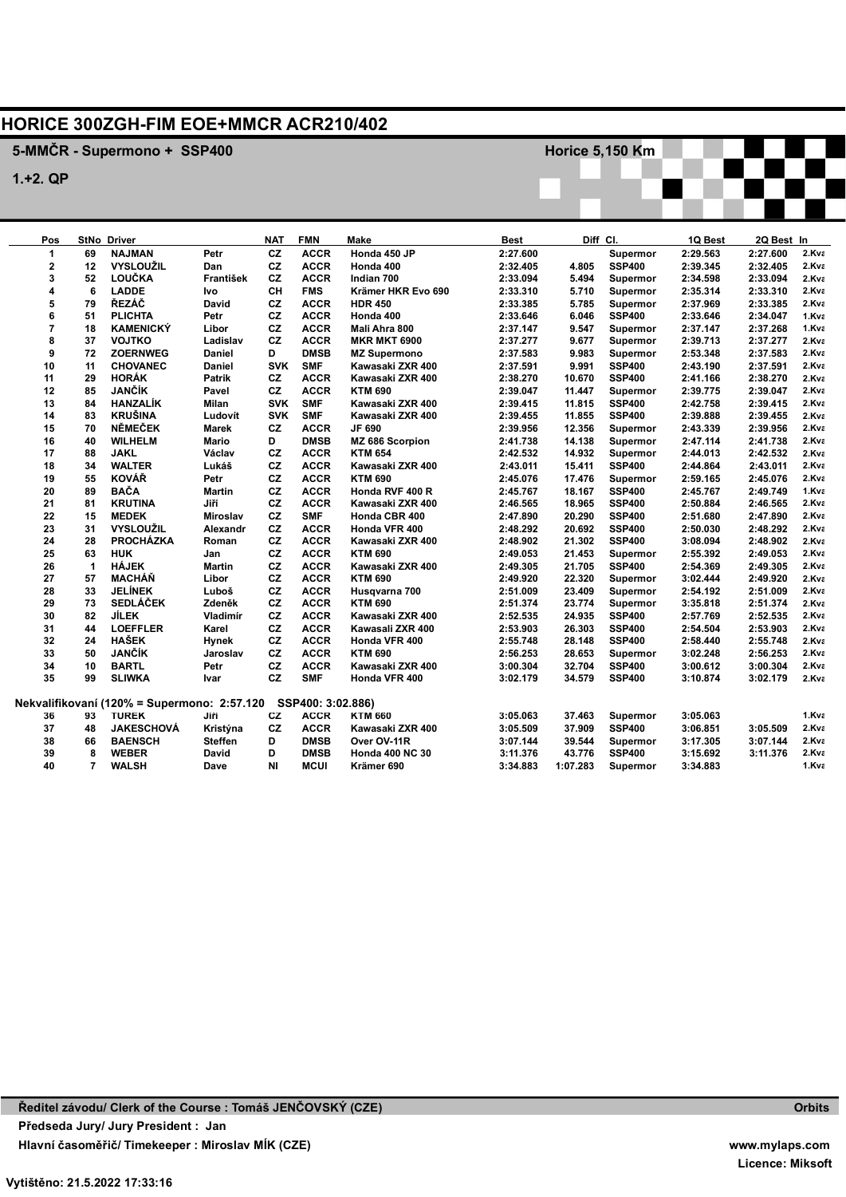# HORICE 300ZGH-FIM EOE+MMCR ACR210/402

## 5-MMČR - Supermono + SSP400

Horice 5,150 Km

### 1.+2. QP

| Pos | StNo | Driver | | NAT | FMN | Make | Best | Diff | Cl. | 1Q Best | 2Q Best | In |
|---|---|---|---|---|---|---|---|---|---|---|---|---|
| 1 | 69 | NAJMAN | Petr | CZ | ACCR | Honda 450 JP | 2:27.600 | | Supermor | 2:29.563 | 2:27.600 | 2.Kva |
| 2 | 12 | VYSLOUŽIL | Dan | CZ | ACCR | Honda 400 | 2:32.405 | 4.805 | SSP400 | 2:39.345 | 2:32.405 | 2.Kva |
| 3 | 52 | LOUČKA | František | CZ | ACCR | Indian 700 | 2:33.094 | 5.494 | Supermor | 2:34.598 | 2:33.094 | 2.Kva |
| 4 | 6 | LADDE | Ivo | CH | FMS | Krämer HKR Evo 690 | 2:33.310 | 5.710 | Supermor | 2:35.314 | 2:33.310 | 2.Kva |
| 5 | 79 | ŘEZÁČ | David | CZ | ACCR | HDR 450 | 2:33.385 | 5.785 | Supermor | 2:37.969 | 2:33.385 | 2.Kva |
| 6 | 51 | PLICHTA | Petr | CZ | ACCR | Honda 400 | 2:33.646 | 6.046 | SSP400 | 2:33.646 | 2:34.047 | 1.Kva |
| 7 | 18 | KAMENICKÝ | Libor | CZ | ACCR | Mali Ahra 800 | 2:37.147 | 9.547 | Supermor | 2:37.147 | 2:37.268 | 1.Kva |
| 8 | 37 | VOJTKO | Ladislav | CZ | ACCR | MKR MKT 6900 | 2:37.277 | 9.677 | Supermor | 2:39.713 | 2:37.277 | 2.Kva |
| 9 | 72 | ZOERNWEG | Daniel | D | DMSB | MZ Supermono | 2:37.583 | 9.983 | Supermor | 2:53.348 | 2:37.583 | 2.Kva |
| 10 | 11 | CHOVANEC | Daniel | SVK | SMF | Kawasaki ZXR 400 | 2:37.591 | 9.991 | SSP400 | 2:43.190 | 2:37.591 | 2.Kva |
| 11 | 29 | HORÁK | Patrik | CZ | ACCR | Kawasaki ZXR 400 | 2:38.270 | 10.670 | SSP400 | 2:41.166 | 2:38.270 | 2.Kva |
| 12 | 85 | JANČÍK | Pavel | CZ | ACCR | KTM 690 | 2:39.047 | 11.447 | Supermor | 2:39.775 | 2:39.047 | 2.Kva |
| 13 | 84 | HANZALÍK | Milan | SVK | SMF | Kawasaki ZXR 400 | 2:39.415 | 11.815 | SSP400 | 2:42.758 | 2:39.415 | 2.Kva |
| 14 | 83 | KRUŠINA | Ludovít | SVK | SMF | Kawasaki ZXR 400 | 2:39.455 | 11.855 | SSP400 | 2:39.888 | 2:39.455 | 2.Kva |
| 15 | 70 | NĚMEČEK | Marek | CZ | ACCR | JF 690 | 2:39.956 | 12.356 | Supermor | 2:43.339 | 2:39.956 | 2.Kva |
| 16 | 40 | WILHELM | Mario | D | DMSB | MZ 686 Scorpion | 2:41.738 | 14.138 | Supermor | 2:47.114 | 2:41.738 | 2.Kva |
| 17 | 88 | JAKL | Václav | CZ | ACCR | KTM 654 | 2:42.532 | 14.932 | Supermor | 2:44.013 | 2:42.532 | 2.Kva |
| 18 | 34 | WALTER | Lukáš | CZ | ACCR | Kawasaki ZXR 400 | 2:43.011 | 15.411 | SSP400 | 2:44.864 | 2:43.011 | 2.Kva |
| 19 | 55 | KOVÁŘ | Petr | CZ | ACCR | KTM 690 | 2:45.076 | 17.476 | Supermor | 2:59.165 | 2:45.076 | 2.Kva |
| 20 | 89 | BAČA | Martin | CZ | ACCR | Honda RVF 400 R | 2:45.767 | 18.167 | SSP400 | 2:45.767 | 2:49.749 | 1.Kva |
| 21 | 81 | KRUTINA | Jiří | CZ | ACCR | Kawasaki ZXR 400 | 2:46.565 | 18.965 | SSP400 | 2:50.884 | 2:46.565 | 2.Kva |
| 22 | 15 | MEDEK | Miroslav | CZ | SMF | Honda CBR 400 | 2:47.890 | 20.290 | SSP400 | 2:51.680 | 2:47.890 | 2.Kva |
| 23 | 31 | VYSLOUŽIL | Alexandr | CZ | ACCR | Honda VFR 400 | 2:48.292 | 20.692 | SSP400 | 2:50.030 | 2:48.292 | 2.Kva |
| 24 | 28 | PROCHÁZKA | Roman | CZ | ACCR | Kawasaki ZXR 400 | 2:48.902 | 21.302 | SSP400 | 3:08.094 | 2:48.902 | 2.Kva |
| 25 | 63 | HUK | Jan | CZ | ACCR | KTM 690 | 2:49.053 | 21.453 | Supermor | 2:55.392 | 2:49.053 | 2.Kva |
| 26 | 1 | HÁJEK | Martin | CZ | ACCR | Kawasaki ZXR 400 | 2:49.305 | 21.705 | SSP400 | 2:54.369 | 2:49.305 | 2.Kva |
| 27 | 57 | MACHÁŇ | Libor | CZ | ACCR | KTM 690 | 2:49.920 | 22.320 | Supermor | 3:02.444 | 2:49.920 | 2.Kva |
| 28 | 33 | JELÍNEK | Luboš | CZ | ACCR | Husqvarna 700 | 2:51.009 | 23.409 | Supermor | 2:54.192 | 2:51.009 | 2.Kva |
| 29 | 73 | SEDLÁČEK | Zdeněk | CZ | ACCR | KTM 690 | 2:51.374 | 23.774 | Supermor | 3:35.818 | 2:51.374 | 2.Kva |
| 30 | 82 | JÍLEK | Vladimír | CZ | ACCR | Kawasaki ZXR 400 | 2:52.535 | 24.935 | SSP400 | 2:57.769 | 2:52.535 | 2.Kva |
| 31 | 44 | LOEFFLER | Karel | CZ | ACCR | Kawasali ZXR 400 | 2:53.903 | 26.303 | SSP400 | 2:54.504 | 2:53.903 | 2.Kva |
| 32 | 24 | HAŠEK | Hynek | CZ | ACCR | Honda VFR 400 | 2:55.748 | 28.148 | SSP400 | 2:58.440 | 2:55.748 | 2.Kva |
| 33 | 50 | JANČÍK | Jaroslav | CZ | ACCR | KTM 690 | 2:56.253 | 28.653 | Supermor | 3:02.248 | 2:56.253 | 2.Kva |
| 34 | 10 | BARTL | Petr | CZ | ACCR | Kawasaki ZXR 400 | 3:00.304 | 32.704 | SSP400 | 3:00.612 | 3:00.304 | 2.Kva |
| 35 | 99 | SLIWKA | Ivar | CZ | SMF | Honda VFR 400 | 3:02.179 | 34.579 | SSP400 | 3:10.874 | 3:02.179 | 2.Kva |
| **Nekvalifikovaní (120% = Supermono: 2:57.120 SSP400: 3:02.886)** | | | | | | | | | | | | |
| 36 | 93 | TUREK | Jiří | CZ | ACCR | KTM 660 | 3:05.063 | 37.463 | Supermor | 3:05.063 | | 1.Kva |
| 37 | 48 | JAKESCHOVÁ | Kristýna | CZ | ACCR | Kawasaki ZXR 400 | 3:05.509 | 37.909 | SSP400 | 3:06.851 | 3:05.509 | 2.Kva |
| 38 | 66 | BAENSCH | Steffen | D | DMSB | Over OV-11R | 3:07.144 | 39.544 | Supermor | 3:17.305 | 3:07.144 | 2.Kva |
| 39 | 8 | WEBER | David | D | DMSB | Honda 400 NC 30 | 3:11.376 | 43.776 | SSP400 | 3:15.692 | 3:11.376 | 2.Kva |
| 40 | 7 | WALSH | Dave | NI | MCUI | Krämer 690 | 3:34.883 | 1:07.283 | Supermor | 3:34.883 | | 1.Kva |

**Ředitel závodu/ Clerk of the Course : Tomáš JENČOVSKÝ (CZE)**

**Předseda Jury/ Jury President : Jan**

**Hlavní časoměřič/ Timekeeper : Miroslav MÍK (CZE)**

**Orbits**

**www.mylaps.com**

**Licence: Miksoft**

**Vytištěno: 21.5.2022 17:33:16**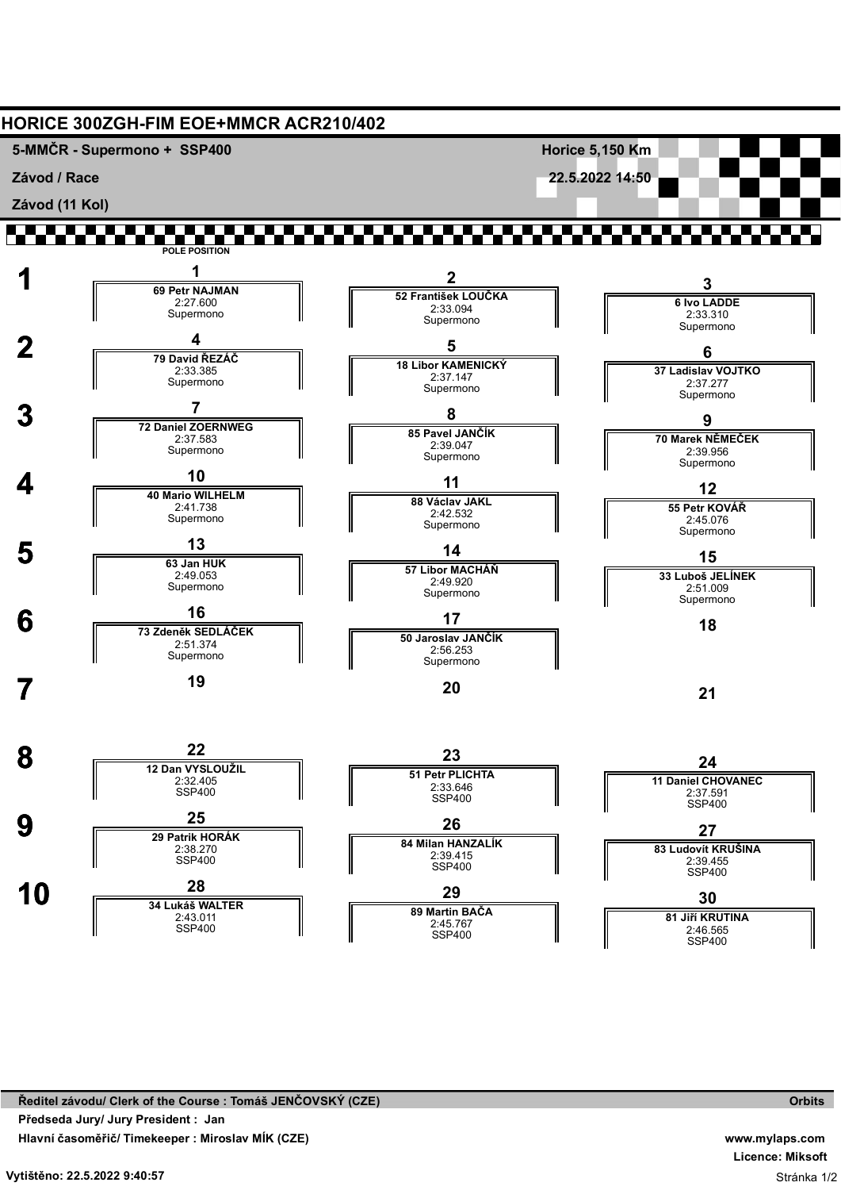# HORICE 300ZGH-FIM EOE+MMCR ACR210/402

**5-MMČR - Supermono + SSP400** — **Horice 5,150 Km**

**Závod / Race** — **22.5.2022 14:50**

**Závod (11 Kol)**

POLE POSITION

| Řada | Pozice | Jezdec | Čas | Třída |
|---|---|---|---|---|
| 1 | 1 | 69 Petr NAJMAN | 2:27.600 | Supermono |
| 1 | 2 | 52 František LOUČKA | 2:33.094 | Supermono |
| 1 | 3 | 6 Ivo LADDE | 2:33.310 | Supermono |
| 2 | 4 | 79 David ŘEZÁČ | 2:33.385 | Supermono |
| 2 | 5 | 18 Libor KAMENICKÝ | 2:37.147 | Supermono |
| 2 | 6 | 37 Ladislav VOJTKO | 2:37.277 | Supermono |
| 3 | 7 | 72 Daniel ZOERNWEG | 2:37.583 | Supermono |
| 3 | 8 | 85 Pavel JANČÍK | 2:39.047 | Supermono |
| 3 | 9 | 70 Marek NĚMEČEK | 2:39.956 | Supermono |
| 4 | 10 | 40 Mario WILHELM | 2:41.738 | Supermono |
| 4 | 11 | 88 Václav JAKL | 2:42.532 | Supermono |
| 4 | 12 | 55 Petr KOVÁŘ | 2:45.076 | Supermono |
| 5 | 13 | 63 Jan HUK | 2:49.053 | Supermono |
| 5 | 14 | 57 Libor MACHÁŇ | 2:49.920 | Supermono |
| 5 | 15 | 33 Luboš JELÍNEK | 2:51.009 | Supermono |
| 6 | 16 | 73 Zdeněk SEDLÁČEK | 2:51.374 | Supermono |
| 6 | 17 | 50 Jaroslav JANČÍK | 2:56.253 | Supermono |
| 6 | 18 | | | |
| 7 | 19 | | | |
| 7 | 20 | | | |
| 7 | 21 | | | |
| 8 | 22 | 12 Dan VYSLOUŽIL | 2:32.405 | SSP400 |
| 8 | 23 | 51 Petr PLICHTA | 2:33.646 | SSP400 |
| 8 | 24 | 11 Daniel CHOVANEC | 2:37.591 | SSP400 |
| 9 | 25 | 29 Patrik HORÁK | 2:38.270 | SSP400 |
| 9 | 26 | 84 Milan HANZALÍK | 2:39.415 | SSP400 |
| 9 | 27 | 83 Ludovít KRUŠINA | 2:39.455 | SSP400 |
| 10 | 28 | 34 Lukáš WALTER | 2:43.011 | SSP400 |
| 10 | 29 | 89 Martin BAČA | 2:45.767 | SSP400 |
| 10 | 30 | 81 Jiří KRUTINA | 2:46.565 | SSP400 |

**Ředitel závodu/ Clerk of the Course : Tomáš JENČOVSKÝ (CZE)** — **Orbits**

**Předseda Jury/ Jury President : Jan**

**Hlavní časoměřič/ Timekeeper : Miroslav MÍK (CZE)** — **www.mylaps.com**

**Licence: Miksoft**

**Vytištěno: 22.5.2022 9:40:57**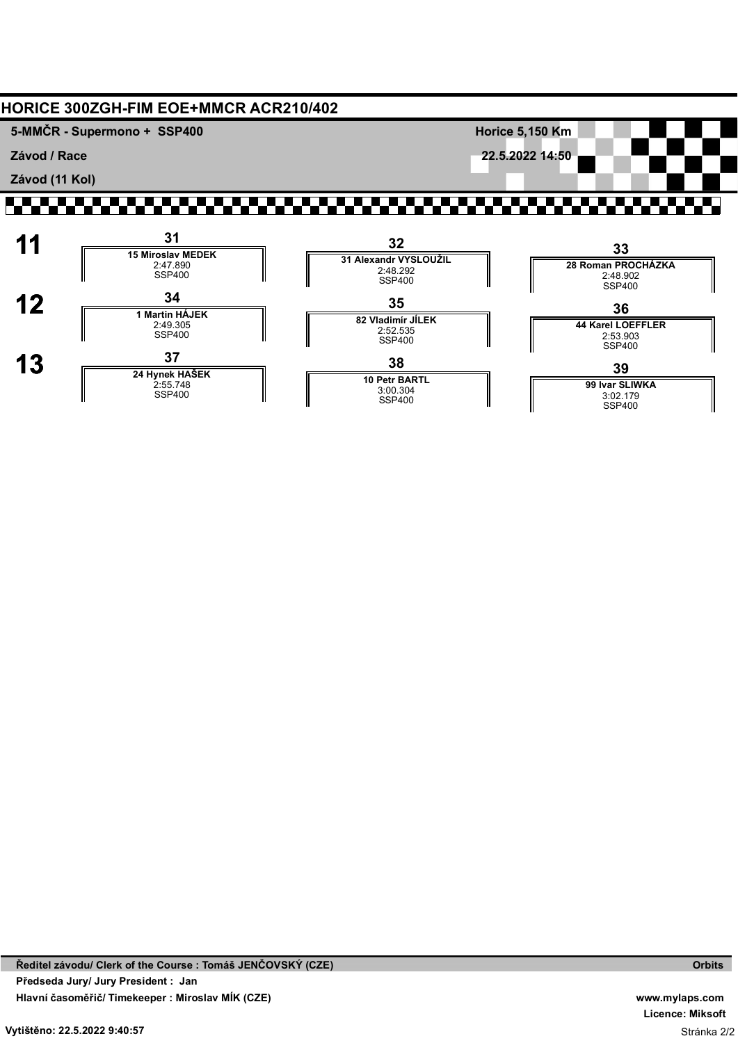# HORICE 300ZGH-FIM EOE+MMCR ACR210/402

**5-MMČR - Supermono + SSP400** — **Horice 5,150 Km**

**Závod / Race** — **22.5.2022 14:50**

**Závod (11 Kol)**

| Row | | | |
|---|---|---|---|
| **11** | **31**<br>**15 Miroslav MEDEK**<br>2:47.890<br>SSP400 | **32**<br>**31 Alexandr VYSLOUŽIL**<br>2:48.292<br>SSP400 | **33**<br>**28 Roman PROCHÁZKA**<br>2:48.902<br>SSP400 |
| **12** | **34**<br>**1 Martin HÁJEK**<br>2:49.305<br>SSP400 | **35**<br>**82 Vladimír JÍLEK**<br>2:52.535<br>SSP400 | **36**<br>**44 Karel LOEFFLER**<br>2:53.903<br>SSP400 |
| **13** | **37**<br>**24 Hynek HAŠEK**<br>2:55.748<br>SSP400 | **38**<br>**10 Petr BARTL**<br>3:00.304<br>SSP400 | **39**<br>**99 Ivar SLIWKA**<br>3:02.179<br>SSP400 |

**Ředitel závodu/ Clerk of the Course : Tomáš JENČOVSKÝ (CZE)**

**Předseda Jury/ Jury President : Jan**

**Hlavní časoměřič/ Timekeeper : Miroslav MÍK (CZE)**

**Orbits**

**www.mylaps.com**

**Licence: Miksoft**

**Vytištěno: 22.5.2022 9:40:57**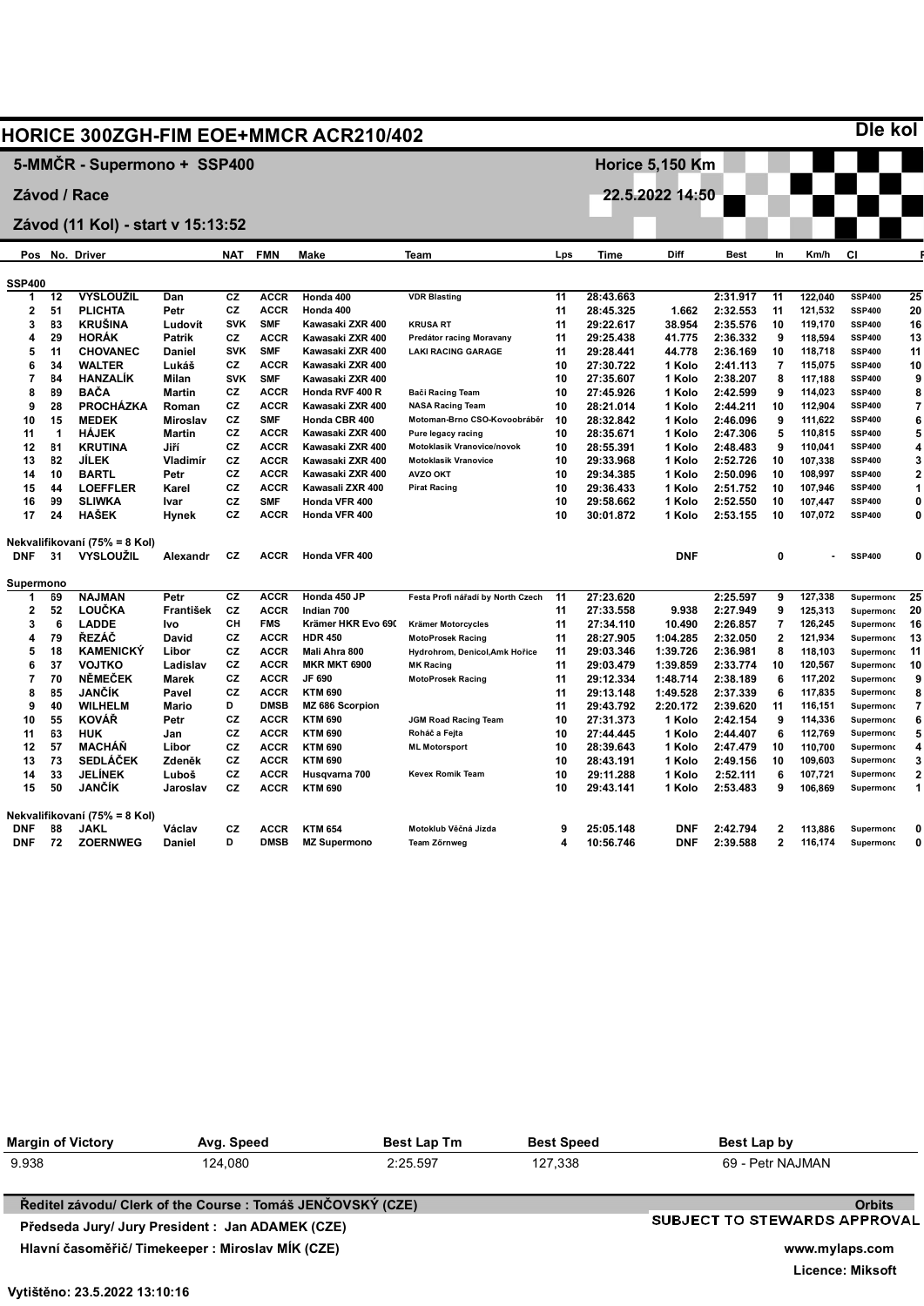# HORICE 300ZGH-FIM EOE+MMCR ACR210/402

**Dle kol**

## 5-MMČR - Supermono + SSP400

**Horice 5,150 Km**

**Závod / Race**

**22.5.2022 14:50**

**Závod (11 Kol) - start v 15:13:52**

| Pos | No. | Driver | | NAT | FMN | Make | Team | Lps | Time | Diff | Best | In | Km/h | Cl | P |
|---|---|---|---|---|---|---|---|---|---|---|---|---|---|---|---|
| **SSP400** | | | | | | | | | | | | | | | |
| 1 | 12 | VYSLOUŽIL | Dan | CZ | ACCR | Honda 400 | VDR Blasting | 11 | 28:43.663 | | 2:31.917 | 11 | 122,040 | SSP400 | 25 |
| 2 | 51 | PLICHTA | Petr | CZ | ACCR | Honda 400 | | 11 | 28:45.325 | 1.662 | 2:32.553 | 11 | 121,532 | SSP400 | 20 |
| 3 | 83 | KRUŠINA | Ludovít | SVK | SMF | Kawasaki ZXR 400 | KRUSA RT | 11 | 29:22.617 | 38.954 | 2:35.576 | 10 | 119,170 | SSP400 | 16 |
| 4 | 29 | HORÁK | Patrik | CZ | ACCR | Kawasaki ZXR 400 | Predátor racing Moravany | 11 | 29:25.438 | 41.775 | 2:36.332 | 9 | 118,594 | SSP400 | 13 |
| 5 | 11 | CHOVANEC | Daniel | SVK | SMF | Kawasaki ZXR 400 | LAKI RACING GARAGE | 11 | 29:28.441 | 44.778 | 2:36.169 | 10 | 118,718 | SSP400 | 11 |
| 6 | 34 | WALTER | Lukáš | CZ | ACCR | Kawasaki ZXR 400 | | 10 | 27:30.722 | 1 Kolo | 2:41.113 | 7 | 115,075 | SSP400 | 10 |
| 7 | 84 | HANZALÍK | Milan | SVK | SMF | Kawasaki ZXR 400 | | 10 | 27:35.607 | 1 Kolo | 2:38.207 | 8 | 117,188 | SSP400 | 9 |
| 8 | 89 | BAČA | Martin | CZ | ACCR | Honda RVF 400 R | Bači Racing Team | 10 | 27:45.926 | 1 Kolo | 2:42.599 | 9 | 114,023 | SSP400 | 8 |
| 9 | 28 | PROCHÁZKA | Roman | CZ | ACCR | Kawasaki ZXR 400 | NASA Racing Team | 10 | 28:21.014 | 1 Kolo | 2:44.211 | 10 | 112,904 | SSP400 | 7 |
| 10 | 15 | MEDEK | Miroslav | CZ | SMF | Honda CBR 400 | Motoman-Brno CSO-Kovoobráběr | 10 | 28:32.842 | 1 Kolo | 2:46.096 | 9 | 111,622 | SSP400 | 6 |
| 11 | 1 | HÁJEK | Martin | CZ | ACCR | Kawasaki ZXR 400 | Pure legacy racing | 10 | 28:35.671 | 1 Kolo | 2:47.306 | 5 | 110,815 | SSP400 | 5 |
| 12 | 81 | KRUTINA | Jiří | CZ | ACCR | Kawasaki ZXR 400 | Motoklasik Vranovice/novok | 10 | 28:55.391 | 1 Kolo | 2:48.483 | 9 | 110,041 | SSP400 | 4 |
| 13 | 82 | JÍLEK | Vladimír | CZ | ACCR | Kawasaki ZXR 400 | Motoklasik Vranovice | 10 | 29:33.968 | 1 Kolo | 2:52.726 | 10 | 107,338 | SSP400 | 3 |
| 14 | 10 | BARTL | Petr | CZ | ACCR | Kawasaki ZXR 400 | AVZO OKT | 10 | 29:34.385 | 1 Kolo | 2:50.096 | 10 | 108,997 | SSP400 | 2 |
| 15 | 44 | LOEFFLER | Karel | CZ | ACCR | Kawasali ZXR 400 | Pirat Racing | 10 | 29:36.433 | 1 Kolo | 2:51.752 | 10 | 107,946 | SSP400 | 1 |
| 16 | 99 | SLIWKA | Ivar | CZ | SMF | Honda VFR 400 | | 10 | 29:58.662 | 1 Kolo | 2:52.550 | 10 | 107,447 | SSP400 | 0 |
| 17 | 24 | HAŠEK | Hynek | CZ | ACCR | Honda VFR 400 | | 10 | 30:01.872 | 1 Kolo | 2:53.155 | 10 | 107,072 | SSP400 | 0 |
| **Nekvalifikovaní (75% = 8 Kol)** | | | | | | | | | | | | | | | |
| DNF | 31 | VYSLOUŽIL | Alexandr | CZ | ACCR | Honda VFR 400 | | | | DNF | | 0 | - | SSP400 | 0 |
| **Supermono** | | | | | | | | | | | | | | | |
| 1 | 69 | NAJMAN | Petr | CZ | ACCR | Honda 450 JP | Festa Profi nářadí by North Czech | 11 | 27:23.620 | | 2:25.597 | 9 | 127,338 | Supermono | 25 |
| 2 | 52 | LOUČKA | František | CZ | ACCR | Indian 700 | | 11 | 27:33.558 | 9.938 | 2:27.949 | 9 | 125,313 | Supermono | 20 |
| 3 | 6 | LADDE | Ivo | CH | FMS | Krämer HKR Evo 690 | Krämer Motorcycles | 11 | 27:34.110 | 10.490 | 2:26.857 | 7 | 126,245 | Supermono | 16 |
| 4 | 79 | ŘEZÁČ | David | CZ | ACCR | HDR 450 | MotoProsek Racing | 11 | 28:27.905 | 1:04.285 | 2:32.050 | 2 | 121,934 | Supermono | 13 |
| 5 | 18 | KAMENICKÝ | Libor | CZ | ACCR | Mali Ahra 800 | Hydrohrom, Denicol,Amk Hořice | 11 | 29:03.346 | 1:39.726 | 2:36.981 | 8 | 118,103 | Supermono | 11 |
| 6 | 37 | VOJTKO | Ladislav | CZ | ACCR | MKR MKT 6900 | MK Racing | 11 | 29:03.479 | 1:39.859 | 2:33.774 | 10 | 120,567 | Supermono | 10 |
| 7 | 70 | NĚMEČEK | Marek | CZ | ACCR | JF 690 | MotoProsek Racing | 11 | 29:12.334 | 1:48.714 | 2:38.189 | 6 | 117,202 | Supermono | 9 |
| 8 | 85 | JANČÍK | Pavel | CZ | ACCR | KTM 690 | | 11 | 29:13.148 | 1:49.528 | 2:37.339 | 6 | 117,835 | Supermono | 8 |
| 9 | 40 | WILHELM | Mario | D | DMSB | MZ 686 Scorpion | | 11 | 29:43.792 | 2:20.172 | 2:39.620 | 11 | 116,151 | Supermono | 7 |
| 10 | 55 | KOVÁŘ | Petr | CZ | ACCR | KTM 690 | JGM Road Racing Team | 10 | 27:31.373 | 1 Kolo | 2:42.154 | 9 | 114,336 | Supermono | 6 |
| 11 | 63 | HUK | Jan | CZ | ACCR | KTM 690 | Roháč a Fejta | 10 | 27:44.445 | 1 Kolo | 2:44.407 | 6 | 112,769 | Supermono | 5 |
| 12 | 57 | MACHÁŇ | Libor | CZ | ACCR | KTM 690 | ML Motorsport | 10 | 28:39.643 | 1 Kolo | 2:47.479 | 10 | 110,700 | Supermono | 4 |
| 13 | 73 | SEDLÁČEK | Zdeněk | CZ | ACCR | KTM 690 | | 10 | 28:43.191 | 1 Kolo | 2:49.156 | 10 | 109,603 | Supermono | 3 |
| 14 | 33 | JELÍNEK | Luboš | CZ | ACCR | Husqvarna 700 | Kevex Romik Team | 10 | 29:11.288 | 1 Kolo | 2:52.111 | 6 | 107,721 | Supermono | 2 |
| 15 | 50 | JANČÍK | Jaroslav | CZ | ACCR | KTM 690 | | 10 | 29:43.141 | 1 Kolo | 2:53.483 | 9 | 106,869 | Supermono | 1 |
| **Nekvalifikovaní (75% = 8 Kol)** | | | | | | | | | | | | | | | |
| DNF | 88 | JAKL | Václav | CZ | ACCR | KTM 654 | Motoklub Věčná Jízda | 9 | 25:05.148 | DNF | 2:42.794 | 2 | 113,886 | Supermono | 0 |
| DNF | 72 | ZOERNWEG | Daniel | D | DMSB | MZ Supermono | Team Zörnweg | 4 | 10:56.746 | DNF | 2:39.588 | 2 | 116,174 | Supermono | 0 |

| Margin of Victory | Avg. Speed | Best Lap Tm | Best Speed | Best Lap by |
|---|---|---|---|---|
| 9.938 | 124,080 | 2:25.597 | 127,338 | 69 - Petr NAJMAN |

**Ředitel závodu/ Clerk of the Course : Tomáš JENČOVSKÝ (CZE)**

**Předseda Jury/ Jury President : Jan ADAMEK (CZE)**

**Hlavní časoměřič/ Timekeeper : Miroslav MÍK (CZE)**

**Orbits**

**SUBJECT TO STEWARDS APPROVAL**

**www.mylaps.com**

**Licence: Miksoft**

**Vytištěno: 23.5.2022 13:10:16**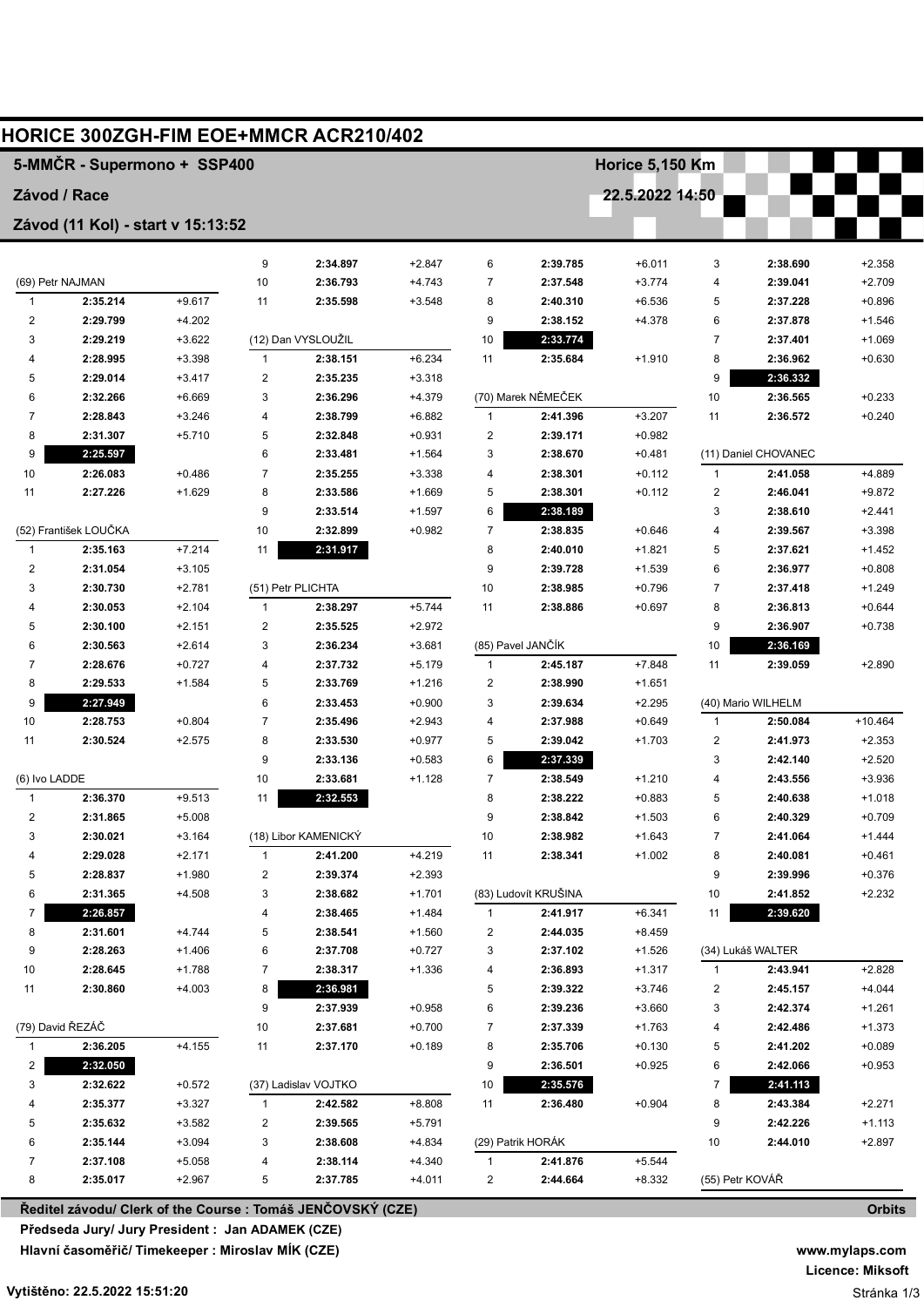# HORICE 300ZGH-FIM EOE+MMCR ACR210/402

## 5-MMČR - Supermono + SSP400

**Horice 5,150 Km**

**Závod / Race**

**22.5.2022 14:50**

**Závod (11 Kol) - start v 15:13:52**

### (69) Petr NAJMAN

| Lap | Time | Diff |
|---|---|---|
| 1 | 2:35.214 | +9.617 |
| 2 | 2:29.799 | +4.202 |
| 3 | 2:29.219 | +3.622 |
| 4 | 2:28.995 | +3.398 |
| 5 | 2:29.014 | +3.417 |
| 6 | 2:32.266 | +6.669 |
| 7 | 2:28.843 | +3.246 |
| 8 | 2:31.307 | +5.710 |
| 9 | **2:25.597** | |
| 10 | 2:26.083 | +0.486 |
| 11 | 2:27.226 | +1.629 |

### (52) František LOUČKA

| Lap | Time | Diff |
|---|---|---|
| 1 | 2:35.163 | +7.214 |
| 2 | 2:31.054 | +3.105 |
| 3 | 2:30.730 | +2.781 |
| 4 | 2:30.053 | +2.104 |
| 5 | 2:30.100 | +2.151 |
| 6 | 2:30.563 | +2.614 |
| 7 | 2:28.676 | +0.727 |
| 8 | 2:29.533 | +1.584 |
| 9 | **2:27.949** | |
| 10 | 2:28.753 | +0.804 |
| 11 | 2:30.524 | +2.575 |

### (6) Ivo LADDE

| Lap | Time | Diff |
|---|---|---|
| 1 | 2:36.370 | +9.513 |
| 2 | 2:31.865 | +5.008 |
| 3 | 2:30.021 | +3.164 |
| 4 | 2:29.028 | +2.171 |
| 5 | 2:28.837 | +1.980 |
| 6 | 2:31.365 | +4.508 |
| 7 | **2:26.857** | |
| 8 | 2:31.601 | +4.744 |
| 9 | 2:28.263 | +1.406 |
| 10 | 2:28.645 | +1.788 |
| 11 | 2:30.860 | +4.003 |

### (79) David ŘEZÁČ

| Lap | Time | Diff |
|---|---|---|
| 1 | 2:36.205 | +4.155 |
| 2 | **2:32.050** | |
| 3 | 2:32.622 | +0.572 |
| 4 | 2:35.377 | +3.327 |
| 5 | 2:35.632 | +3.582 |
| 6 | 2:35.144 | +3.094 |
| 7 | 2:37.108 | +5.058 |
| 8 | 2:35.017 | +2.967 |
| 9 | 2:34.897 | +2.847 |
| 10 | 2:36.793 | +4.743 |
| 11 | 2:35.598 | +3.548 |

### (12) Dan VYSLOUŽIL

| Lap | Time | Diff |
|---|---|---|
| 1 | 2:38.151 | +6.234 |
| 2 | 2:35.235 | +3.318 |
| 3 | 2:36.296 | +4.379 |
| 4 | 2:38.799 | +6.882 |
| 5 | 2:32.848 | +0.931 |
| 6 | 2:33.481 | +1.564 |
| 7 | 2:35.255 | +3.338 |
| 8 | 2:33.586 | +1.669 |
| 9 | 2:33.514 | +1.597 |
| 10 | 2:32.899 | +0.982 |
| 11 | **2:31.917** | |

### (51) Petr PLICHTA

| Lap | Time | Diff |
|---|---|---|
| 1 | 2:38.297 | +5.744 |
| 2 | 2:35.525 | +2.972 |
| 3 | 2:36.234 | +3.681 |
| 4 | 2:37.732 | +5.179 |
| 5 | 2:33.769 | +1.216 |
| 6 | 2:33.453 | +0.900 |
| 7 | 2:35.496 | +2.943 |
| 8 | 2:33.530 | +0.977 |
| 9 | 2:33.136 | +0.583 |
| 10 | 2:33.681 | +1.128 |
| 11 | **2:32.553** | |

### (18) Libor KAMENICKÝ

| Lap | Time | Diff |
|---|---|---|
| 1 | 2:41.200 | +4.219 |
| 2 | 2:39.374 | +2.393 |
| 3 | 2:38.682 | +1.701 |
| 4 | 2:38.465 | +1.484 |
| 5 | 2:38.541 | +1.560 |
| 6 | 2:37.708 | +0.727 |
| 7 | 2:38.317 | +1.336 |
| 8 | **2:36.981** | |
| 9 | 2:37.939 | +0.958 |
| 10 | 2:37.681 | +0.700 |
| 11 | 2:37.170 | +0.189 |

### (37) Ladislav VOJTKO

| Lap | Time | Diff |
|---|---|---|
| 1 | 2:42.582 | +8.808 |
| 2 | 2:39.565 | +5.791 |
| 3 | 2:38.608 | +4.834 |
| 4 | 2:38.114 | +4.340 |
| 5 | 2:37.785 | +4.011 |
| 6 | 2:39.785 | +6.011 |
| 7 | 2:37.548 | +3.774 |
| 8 | 2:40.310 | +6.536 |
| 9 | 2:38.152 | +4.378 |
| 10 | **2:33.774** | |
| 11 | 2:35.684 | +1.910 |

### (70) Marek NĚMEČEK

| Lap | Time | Diff |
|---|---|---|
| 1 | 2:41.396 | +3.207 |
| 2 | 2:39.171 | +0.982 |
| 3 | 2:38.670 | +0.481 |
| 4 | 2:38.301 | +0.112 |
| 5 | 2:38.301 | +0.112 |
| 6 | **2:38.189** | |
| 7 | 2:38.835 | +0.646 |
| 8 | 2:40.010 | +1.821 |
| 9 | 2:39.728 | +1.539 |
| 10 | 2:38.985 | +0.796 |
| 11 | 2:38.886 | +0.697 |

### (85) Pavel JANČÍK

| Lap | Time | Diff |
|---|---|---|
| 1 | 2:45.187 | +7.848 |
| 2 | 2:38.990 | +1.651 |
| 3 | 2:39.634 | +2.295 |
| 4 | 2:37.988 | +0.649 |
| 5 | 2:39.042 | +1.703 |
| 6 | **2:37.339** | |
| 7 | 2:38.549 | +1.210 |
| 8 | 2:38.222 | +0.883 |
| 9 | 2:38.842 | +1.503 |
| 10 | 2:38.982 | +1.643 |
| 11 | 2:38.341 | +1.002 |

### (83) Ludovít KRUŠINA

| Lap | Time | Diff |
|---|---|---|
| 1 | 2:41.917 | +6.341 |
| 2 | 2:44.035 | +8.459 |
| 3 | 2:37.102 | +1.526 |
| 4 | 2:36.893 | +1.317 |
| 5 | 2:39.322 | +3.746 |
| 6 | 2:39.236 | +3.660 |
| 7 | 2:37.339 | +1.763 |
| 8 | 2:35.706 | +0.130 |
| 9 | 2:36.501 | +0.925 |
| 10 | **2:35.576** | |
| 11 | 2:36.480 | +0.904 |

### (29) Patrik HORÁK

| Lap | Time | Diff |
|---|---|---|
| 1 | 2:41.876 | +5.544 |
| 2 | 2:44.664 | +8.332 |
| 3 | 2:38.690 | +2.358 |
| 4 | 2:39.041 | +2.709 |
| 5 | 2:37.228 | +0.896 |
| 6 | 2:37.878 | +1.546 |
| 7 | 2:37.401 | +1.069 |
| 8 | 2:36.962 | +0.630 |
| 9 | **2:36.332** | |
| 10 | 2:36.565 | +0.233 |
| 11 | 2:36.572 | +0.240 |

### (11) Daniel CHOVANEC

| Lap | Time | Diff |
|---|---|---|
| 1 | 2:41.058 | +4.889 |
| 2 | 2:46.041 | +9.872 |
| 3 | 2:38.610 | +2.441 |
| 4 | 2:39.567 | +3.398 |
| 5 | 2:37.621 | +1.452 |
| 6 | 2:36.977 | +0.808 |
| 7 | 2:37.418 | +1.249 |
| 8 | 2:36.813 | +0.644 |
| 9 | 2:36.907 | +0.738 |
| 10 | **2:36.169** | |
| 11 | 2:39.059 | +2.890 |

### (40) Mario WILHELM

| Lap | Time | Diff |
|---|---|---|
| 1 | 2:50.084 | +10.464 |
| 2 | 2:41.973 | +2.353 |
| 3 | 2:42.140 | +2.520 |
| 4 | 2:43.556 | +3.936 |
| 5 | 2:40.638 | +1.018 |
| 6 | 2:40.329 | +0.709 |
| 7 | 2:41.064 | +1.444 |
| 8 | 2:40.081 | +0.461 |
| 9 | 2:39.996 | +0.376 |
| 10 | 2:41.852 | +2.232 |
| 11 | **2:39.620** | |

### (34) Lukáš WALTER

| Lap | Time | Diff |
|---|---|---|
| 1 | 2:43.941 | +2.828 |
| 2 | 2:45.157 | +4.044 |
| 3 | 2:42.374 | +1.261 |
| 4 | 2:42.486 | +1.373 |
| 5 | 2:41.202 | +0.089 |
| 6 | 2:42.066 | +0.953 |
| 7 | **2:41.113** | |
| 8 | 2:43.384 | +2.271 |
| 9 | 2:42.226 | +1.113 |
| 10 | 2:44.010 | +2.897 |

### (55) Petr KOVÁŘ

**Ředitel závodu/ Clerk of the Course : Tomáš JENČOVSKÝ (CZE)**

**Předseda Jury/ Jury President : Jan ADAMEK (CZE)**

**Hlavní časoměřič/ Timekeeper : Miroslav MÍK (CZE)**

**Orbits**

**www.mylaps.com**

**Licence: Miksoft**

**Vytištěno: 22.5.2022 15:51:20**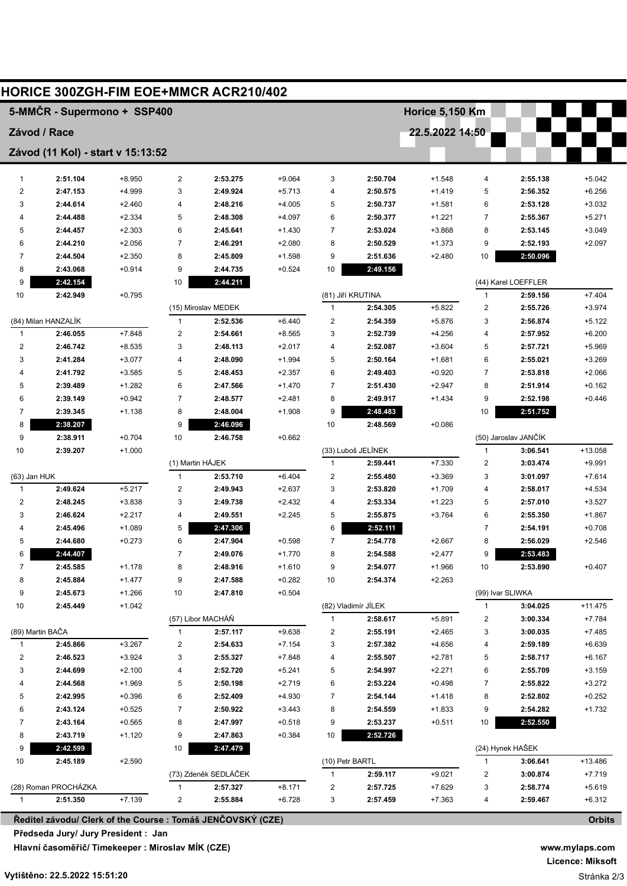# HORICE 300ZGH-FIM EOE+MMCR ACR210/402

## 5-MMČR - Supermono + SSP400

**Horice 5,150 Km**

**Závod / Race**

**22.5.2022 14:50**

**Závod (11 Kol) - start v 15:13:52**

| Lap | Time | Diff |
|---|---|---|
| 1 | 2:51.104 | +8.950 |
| 2 | 2:47.153 | +4.999 |
| 3 | 2:44.614 | +2.460 |
| 4 | 2:44.488 | +2.334 |
| 5 | 2:44.457 | +2.303 |
| 6 | 2:44.210 | +2.056 |
| 7 | 2:44.504 | +2.350 |
| 8 | 2:43.068 | +0.914 |
| 9 | **2:42.154** | |
| 10 | 2:42.949 | +0.795 |

(84) Milan HANZALÍK

| Lap | Time | Diff |
|---|---|---|
| 1 | 2:46.055 | +7.848 |
| 2 | 2:46.742 | +8.535 |
| 3 | 2:41.284 | +3.077 |
| 4 | 2:41.792 | +3.585 |
| 5 | 2:39.489 | +1.282 |
| 6 | 2:39.149 | +0.942 |
| 7 | 2:39.345 | +1.138 |
| 8 | **2:38.207** | |
| 9 | 2:38.911 | +0.704 |
| 10 | 2:39.207 | +1.000 |

(63) Jan HUK

| Lap | Time | Diff |
|---|---|---|
| 1 | 2:49.624 | +5.217 |
| 2 | 2:48.245 | +3.838 |
| 3 | 2:46.624 | +2.217 |
| 4 | 2:45.496 | +1.089 |
| 5 | 2:44.680 | +0.273 |
| 6 | **2:44.407** | |
| 7 | 2:45.585 | +1.178 |
| 8 | 2:45.884 | +1.477 |
| 9 | 2:45.673 | +1.266 |
| 10 | 2:45.449 | +1.042 |

(89) Martin BAČA

| Lap | Time | Diff |
|---|---|---|
| 1 | 2:45.866 | +3.267 |
| 2 | 2:46.523 | +3.924 |
| 3 | 2:44.699 | +2.100 |
| 4 | 2:44.568 | +1.969 |
| 5 | 2:42.995 | +0.396 |
| 6 | 2:43.124 | +0.525 |
| 7 | 2:43.164 | +0.565 |
| 8 | 2:43.719 | +1.120 |
| 9 | **2:42.599** | |
| 10 | 2:45.189 | +2.590 |

(28) Roman PROCHÁZKA

| Lap | Time | Diff |
|---|---|---|
| 1 | 2:51.350 | +7.139 |

| Lap | Time | Diff |
|---|---|---|
| 2 | 2:53.275 | +9.064 |
| 3 | 2:49.924 | +5.713 |
| 4 | 2:48.216 | +4.005 |
| 5 | 2:48.308 | +4.097 |
| 6 | 2:45.641 | +1.430 |
| 7 | 2:46.291 | +2.080 |
| 8 | 2:45.809 | +1.598 |
| 9 | 2:44.735 | +0.524 |
| 10 | **2:44.211** | |

(15) Miroslav MEDEK

| Lap | Time | Diff |
|---|---|---|
| 1 | 2:52.536 | +6.440 |
| 2 | 2:54.661 | +8.565 |
| 3 | 2:48.113 | +2.017 |
| 4 | 2:48.090 | +1.994 |
| 5 | 2:48.453 | +2.357 |
| 6 | 2:47.566 | +1.470 |
| 7 | 2:48.577 | +2.481 |
| 8 | 2:48.004 | +1.908 |
| 9 | **2:46.096** | |
| 10 | 2:46.758 | +0.662 |

(1) Martin HÁJEK

| Lap | Time | Diff |
|---|---|---|
| 1 | 2:53.710 | +6.404 |
| 2 | 2:49.943 | +2.637 |
| 3 | 2:49.738 | +2.432 |
| 4 | 2:49.551 | +2.245 |
| 5 | **2:47.306** | |
| 6 | 2:47.904 | +0.598 |
| 7 | 2:49.076 | +1.770 |
| 8 | 2:48.916 | +1.610 |
| 9 | 2:47.588 | +0.282 |
| 10 | 2:47.810 | +0.504 |

(57) Libor MACHÁŇ

| Lap | Time | Diff |
|---|---|---|
| 1 | 2:57.117 | +9.638 |
| 2 | 2:54.633 | +7.154 |
| 3 | 2:55.327 | +7.848 |
| 4 | 2:52.720 | +5.241 |
| 5 | 2:50.198 | +2.719 |
| 6 | 2:52.409 | +4.930 |
| 7 | 2:50.922 | +3.443 |
| 8 | 2:47.997 | +0.518 |
| 9 | 2:47.863 | +0.384 |
| 10 | **2:47.479** | |

(73) Zdeněk SEDLÁČEK

| Lap | Time | Diff |
|---|---|---|
| 1 | 2:57.327 | +8.171 |
| 2 | 2:55.884 | +6.728 |

| Lap | Time | Diff |
|---|---|---|
| 3 | 2:50.704 | +1.548 |
| 4 | 2:50.575 | +1.419 |
| 5 | 2:50.737 | +1.581 |
| 6 | 2:50.377 | +1.221 |
| 7 | 2:53.024 | +3.868 |
| 8 | 2:50.529 | +1.373 |
| 9 | 2:51.636 | +2.480 |
| 10 | **2:49.156** | |

(81) Jiří KRUTINA

| Lap | Time | Diff |
|---|---|---|
| 1 | 2:54.305 | +5.822 |
| 2 | 2:54.359 | +5.876 |
| 3 | 2:52.739 | +4.256 |
| 4 | 2:52.087 | +3.604 |
| 5 | 2:50.164 | +1.681 |
| 6 | 2:49.403 | +0.920 |
| 7 | 2:51.430 | +2.947 |
| 8 | 2:49.917 | +1.434 |
| 9 | **2:48.483** | |
| 10 | 2:48.569 | +0.086 |

(33) Luboš JELÍNEK

| Lap | Time | Diff |
|---|---|---|
| 1 | 2:59.441 | +7.330 |
| 2 | 2:55.480 | +3.369 |
| 3 | 2:53.820 | +1.709 |
| 4 | 2:53.334 | +1.223 |
| 5 | 2:55.875 | +3.764 |
| 6 | **2:52.111** | |
| 7 | 2:54.778 | +2.667 |
| 8 | 2:54.588 | +2.477 |
| 9 | 2:54.077 | +1.966 |
| 10 | 2:54.374 | +2.263 |

(82) Vladimír JÍLEK

| Lap | Time | Diff |
|---|---|---|
| 1 | 2:58.617 | +5.891 |
| 2 | 2:55.191 | +2.465 |
| 3 | 2:57.382 | +4.656 |
| 4 | 2:55.507 | +2.781 |
| 5 | 2:54.997 | +2.271 |
| 6 | 2:53.224 | +0.498 |
| 7 | 2:54.144 | +1.418 |
| 8 | 2:54.559 | +1.833 |
| 9 | 2:53.237 | +0.511 |
| 10 | **2:52.726** | |

(10) Petr BARTL

| Lap | Time | Diff |
|---|---|---|
| 1 | 2:59.117 | +9.021 |
| 2 | 2:57.725 | +7.629 |
| 3 | 2:57.459 | +7.363 |

| Lap | Time | Diff |
|---|---|---|
| 4 | 2:55.138 | +5.042 |
| 5 | 2:56.352 | +6.256 |
| 6 | 2:53.128 | +3.032 |
| 7 | 2:55.367 | +5.271 |
| 8 | 2:53.145 | +3.049 |
| 9 | 2:52.193 | +2.097 |
| 10 | **2:50.096** | |

(44) Karel LOEFFLER

| Lap | Time | Diff |
|---|---|---|
| 1 | 2:59.156 | +7.404 |
| 2 | 2:55.726 | +3.974 |
| 3 | 2:56.874 | +5.122 |
| 4 | 2:57.952 | +6.200 |
| 5 | 2:57.721 | +5.969 |
| 6 | 2:55.021 | +3.269 |
| 7 | 2:53.818 | +2.066 |
| 8 | 2:51.914 | +0.162 |
| 9 | 2:52.198 | +0.446 |
| 10 | **2:51.752** | |

(50) Jaroslav JANČÍK

| Lap | Time | Diff |
|---|---|---|
| 1 | 3:06.541 | +13.058 |
| 2 | 3:03.474 | +9.991 |
| 3 | 3:01.097 | +7.614 |
| 4 | 2:58.017 | +4.534 |
| 5 | 2:57.010 | +3.527 |
| 6 | 2:55.350 | +1.867 |
| 7 | 2:54.191 | +0.708 |
| 8 | 2:56.029 | +2.546 |
| 9 | **2:53.483** | |
| 10 | 2:53.890 | +0.407 |

(99) Ivar SLIWKA

| Lap | Time | Diff |
|---|---|---|
| 1 | 3:04.025 | +11.475 |
| 2 | 3:00.334 | +7.784 |
| 3 | 3:00.035 | +7.485 |
| 4 | 2:59.189 | +6.639 |
| 5 | 2:58.717 | +6.167 |
| 6 | 2:55.709 | +3.159 |
| 7 | 2:55.822 | +3.272 |
| 8 | 2:52.802 | +0.252 |
| 9 | 2:54.282 | +1.732 |
| 10 | **2:52.550** | |

(24) Hynek HAŠEK

| Lap | Time | Diff |
|---|---|---|
| 1 | 3:06.641 | +13.486 |
| 2 | 3:00.874 | +7.719 |
| 3 | 2:58.774 | +5.619 |
| 4 | 2:59.467 | +6.312 |

**Ředitel závodu/ Clerk of the Course : Tomáš JENČOVSKÝ (CZE)** **Orbits**

**Předseda Jury/ Jury President : Jan**

**Hlavní časoměřič/ Timekeeper : Miroslav MÍK (CZE)**

**www.mylaps.com**

**Licence: Miksoft**

**Vytištěno: 22.5.2022 15:51:20**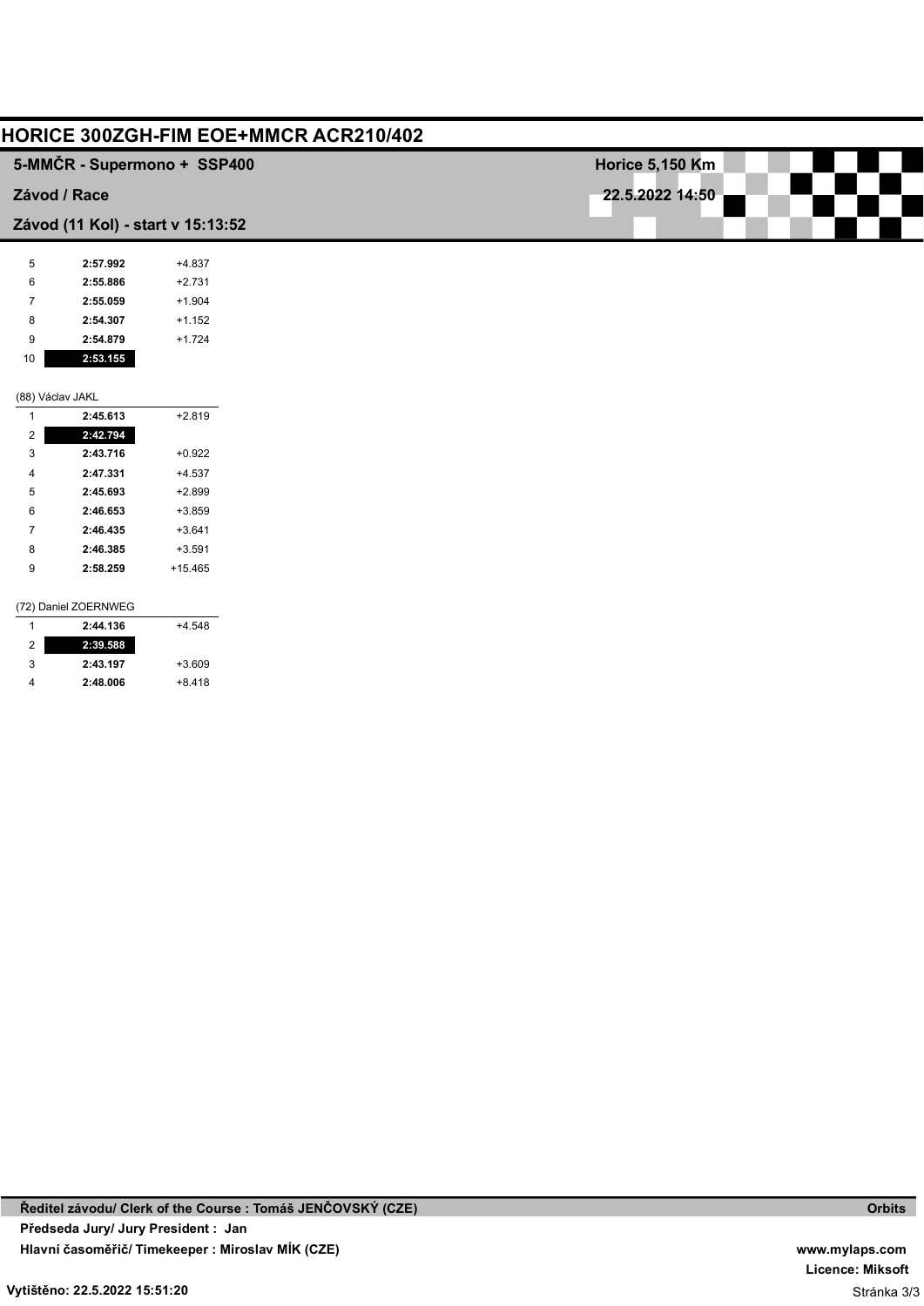# HORICE 300ZGH-FIM EOE+MMCR ACR210/402

**5-MMČR - Supermono + SSP400** — **Horice 5,150 Km**

**Závod / Race** — **22.5.2022 14:50**

**Závod (11 Kol) - start v 15:13:52**

| Lap | Time | Diff |
|---|---|---|
| 5 | **2:57.992** | +4.837 |
| 6 | **2:55.886** | +2.731 |
| 7 | **2:55.059** | +1.904 |
| 8 | **2:54.307** | +1.152 |
| 9 | **2:54.879** | +1.724 |
| 10 | **2:53.155** | |

(88) Václav JAKL

| Lap | Time | Diff |
|---|---|---|
| 1 | **2:45.613** | +2.819 |
| 2 | **2:42.794** | |
| 3 | **2:43.716** | +0.922 |
| 4 | **2:47.331** | +4.537 |
| 5 | **2:45.693** | +2.899 |
| 6 | **2:46.653** | +3.859 |
| 7 | **2:46.435** | +3.641 |
| 8 | **2:46.385** | +3.591 |
| 9 | **2:58.259** | +15.465 |

(72) Daniel ZOERNWEG

| Lap | Time | Diff |
|---|---|---|
| 1 | **2:44.136** | +4.548 |
| 2 | **2:39.588** | |
| 3 | **2:43.197** | +3.609 |
| 4 | **2:48.006** | +8.418 |

**Ředitel závodu/ Clerk of the Course : Tomáš JENČOVSKÝ (CZE)** — **Orbits**

**Předseda Jury/ Jury President : Jan**

**Hlavní časoměřič/ Timekeeper : Miroslav MÍK (CZE)** — **www.mylaps.com**

**Licence: Miksoft**

**Vytištěno: 22.5.2022 15:51:20**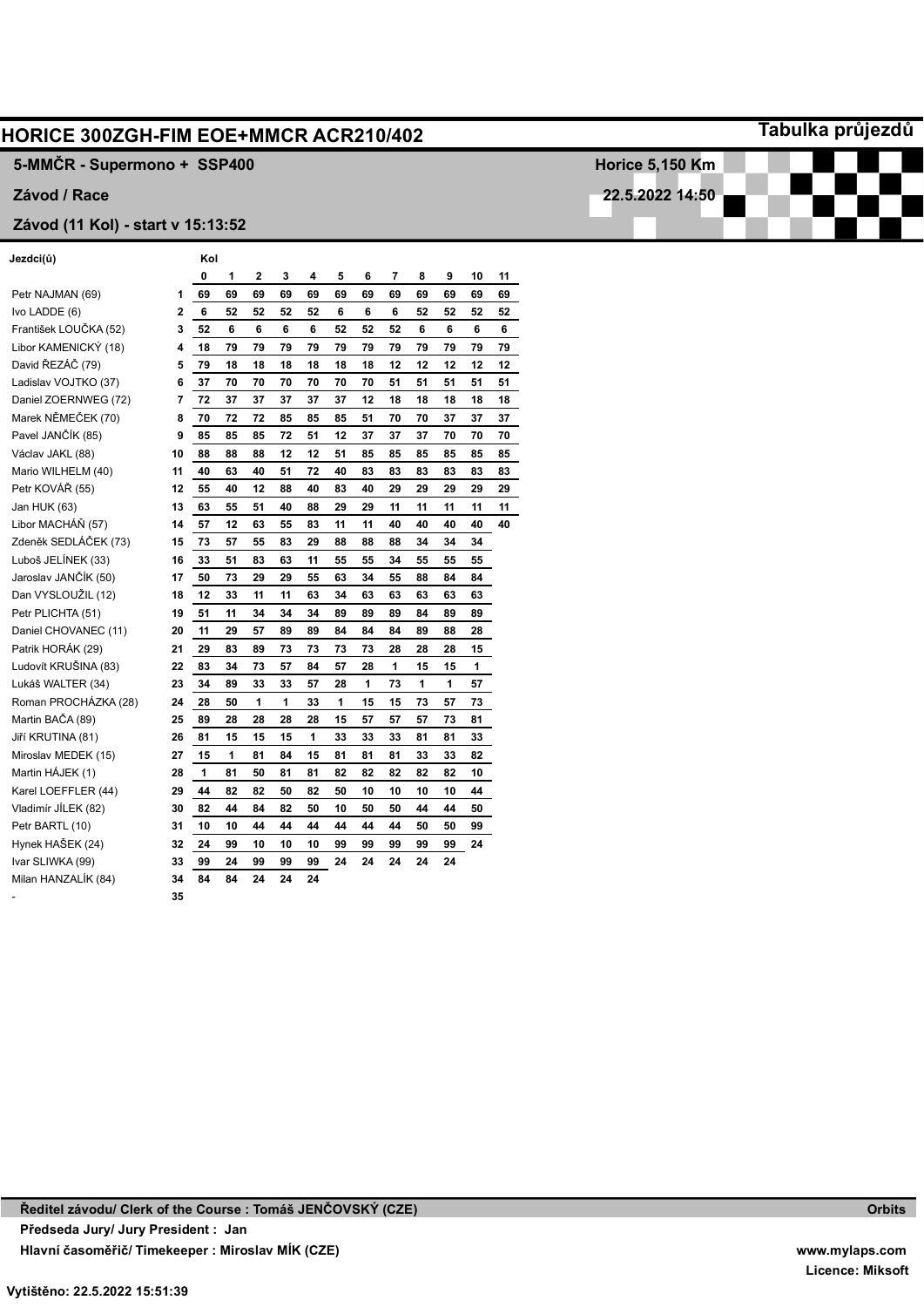# HORICE 300ZGH-FIM EOE+MMCR ACR210/402

**Tabulka průjezdů**

## 5-MMČR - Supermono + SSP400

**Horice 5,150 Km**

**Závod / Race**

**22.5.2022 14:50**

**Závod (11 Kol) - start v 15:13:52**

| Jezdci(ů) | | Kol 0 | 1 | 2 | 3 | 4 | 5 | 6 | 7 | 8 | 9 | 10 | 11 |
|---|---|---|---|---|---|---|---|---|---|---|---|---|---|
| Petr NAJMAN (69) | 1 | 69 | 69 | 69 | 69 | 69 | 69 | 69 | 69 | 69 | 69 | 69 | 69 |
| Ivo LADDE (6) | 2 | 6 | 52 | 52 | 52 | 52 | 6 | 6 | 6 | 52 | 52 | 52 | 52 |
| František LOUČKA (52) | 3 | 52 | 6 | 6 | 6 | 6 | 52 | 52 | 52 | 6 | 6 | 6 | 6 |
| Libor KAMENICKÝ (18) | 4 | 18 | 79 | 79 | 79 | 79 | 79 | 79 | 79 | 79 | 79 | 79 | 79 |
| David ŘEZÁČ (79) | 5 | 79 | 18 | 18 | 18 | 18 | 18 | 18 | 12 | 12 | 12 | 12 | 12 |
| Ladislav VOJTKO (37) | 6 | 37 | 70 | 70 | 70 | 70 | 70 | 70 | 51 | 51 | 51 | 51 | 51 |
| Daniel ZOERNWEG (72) | 7 | 72 | 37 | 37 | 37 | 37 | 37 | 12 | 18 | 18 | 18 | 18 | 18 |
| Marek NĚMEČEK (70) | 8 | 70 | 72 | 72 | 85 | 85 | 85 | 51 | 70 | 70 | 37 | 37 | 37 |
| Pavel JANČÍK (85) | 9 | 85 | 85 | 85 | 72 | 51 | 12 | 37 | 37 | 37 | 70 | 70 | 70 |
| Václav JAKL (88) | 10 | 88 | 88 | 88 | 12 | 12 | 51 | 85 | 85 | 85 | 85 | 85 | 85 |
| Mario WILHELM (40) | 11 | 40 | 63 | 40 | 51 | 72 | 40 | 83 | 83 | 83 | 83 | 83 | 83 |
| Petr KOVÁŘ (55) | 12 | 55 | 40 | 12 | 88 | 40 | 83 | 40 | 29 | 29 | 29 | 29 | 29 |
| Jan HUK (63) | 13 | 63 | 55 | 51 | 40 | 88 | 29 | 29 | 11 | 11 | 11 | 11 | 11 |
| Libor MACHÁŇ (57) | 14 | 57 | 12 | 63 | 55 | 83 | 11 | 11 | 40 | 40 | 40 | 40 | 40 |
| Zdeněk SEDLÁČEK (73) | 15 | 73 | 57 | 55 | 83 | 29 | 88 | 88 | 88 | 34 | 34 | 34 | |
| Luboš JELÍNEK (33) | 16 | 33 | 51 | 83 | 63 | 11 | 55 | 55 | 34 | 55 | 55 | 55 | |
| Jaroslav JANČÍK (50) | 17 | 50 | 73 | 29 | 29 | 55 | 63 | 34 | 55 | 88 | 84 | 84 | |
| Dan VYSLOUŽIL (12) | 18 | 12 | 33 | 11 | 11 | 63 | 34 | 63 | 63 | 63 | 63 | 63 | |
| Petr PLICHTA (51) | 19 | 51 | 11 | 34 | 34 | 34 | 89 | 89 | 89 | 84 | 89 | 89 | |
| Daniel CHOVANEC (11) | 20 | 11 | 29 | 57 | 89 | 89 | 84 | 84 | 84 | 89 | 88 | 28 | |
| Patrik HORÁK (29) | 21 | 29 | 83 | 89 | 73 | 73 | 73 | 73 | 28 | 28 | 28 | 15 | |
| Ludovít KRUŠINA (83) | 22 | 83 | 34 | 73 | 57 | 84 | 57 | 28 | 1 | 15 | 15 | 1 | |
| Lukáš WALTER (34) | 23 | 34 | 89 | 33 | 33 | 57 | 28 | 1 | 73 | 1 | 1 | 57 | |
| Roman PROCHÁZKA (28) | 24 | 28 | 50 | 1 | 1 | 33 | 1 | 15 | 15 | 73 | 57 | 73 | |
| Martin BAČA (89) | 25 | 89 | 28 | 28 | 28 | 28 | 15 | 57 | 57 | 57 | 73 | 81 | |
| Jiří KRUTINA (81) | 26 | 81 | 15 | 15 | 15 | 1 | 33 | 33 | 33 | 81 | 81 | 33 | |
| Miroslav MEDEK (15) | 27 | 15 | 1 | 81 | 84 | 15 | 81 | 81 | 81 | 33 | 33 | 82 | |
| Martin HÁJEK (1) | 28 | 1 | 81 | 50 | 81 | 81 | 82 | 82 | 82 | 82 | 82 | 10 | |
| Karel LOEFFLER (44) | 29 | 44 | 82 | 82 | 50 | 82 | 50 | 10 | 10 | 10 | 10 | 44 | |
| Vladimír JÍLEK (82) | 30 | 82 | 44 | 84 | 82 | 50 | 10 | 50 | 50 | 44 | 44 | 50 | |
| Petr BARTL (10) | 31 | 10 | 10 | 44 | 44 | 44 | 44 | 44 | 44 | 50 | 50 | 99 | |
| Hynek HAŠEK (24) | 32 | 24 | 99 | 10 | 10 | 10 | 99 | 99 | 99 | 99 | 99 | 24 | |
| Ivar SLIWKA (99) | 33 | 99 | 24 | 99 | 99 | 99 | 24 | 24 | 24 | 24 | 24 | | |
| Milan HANZALÍK (84) | 34 | 84 | 84 | 24 | 24 | 24 | | | | | | | |
| - | 35 | | | | | | | | | | | | |

**Ředitel závodu/ Clerk of the Course : Tomáš JENČOVSKÝ (CZE)**

**Předseda Jury/ Jury President : Jan**

**Hlavní časoměřič/ Timekeeper : Miroslav MÍK (CZE)**

**Orbits**

**www.mylaps.com**

**Licence: Miksoft**

**Vytištěno: 22.5.2022 15:51:39**